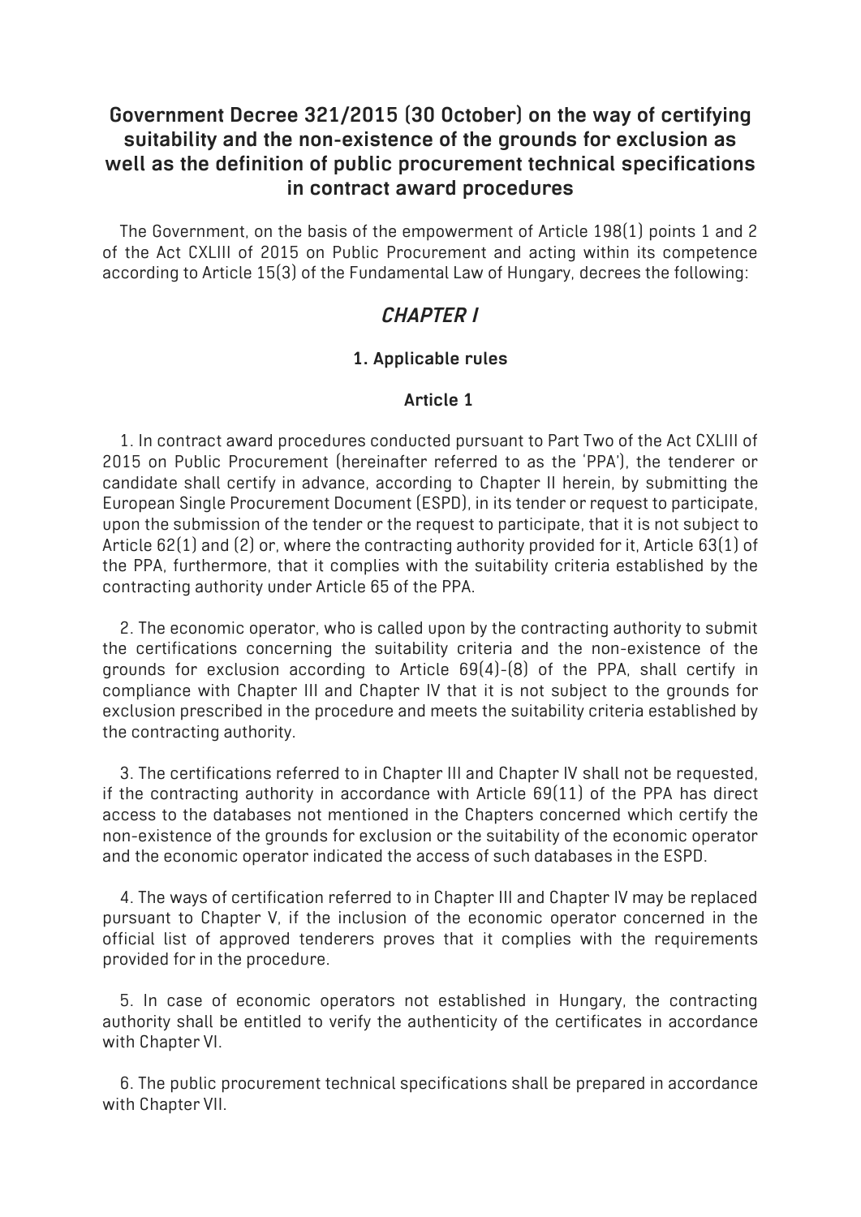# Government Decree 321/2015 (30 October) on the way of certifying suitability and the non-existence of the grounds for exclusion as well as the definition of public procurement technical specifications in contract award procedures

The Government, on the basis of the empowerment of Article 198(1) points 1 and 2 of the Act CXLIII of 2015 on Public Procurement and acting within its competence according to Article 15(3) of the Fundamental Law of Hungary, decrees the following:

## *CHAPTER I*

### 1. Applicable rules

#### Article 1

1. In contract award procedures conducted pursuant to Part Two of the Act CXLIII of 2015 on Public Procurement (hereinafter referred to as the 'PPA'), the tenderer or candidate shall certify in advance, according to Chapter II herein, by submitting the European Single Procurement Document (ESPD), in its tender or request to participate, upon the submission of the tender or the request to participate, that it is not subject to Article 62(1) and (2) or, where the contracting authority provided for it, Article 63(1) of the PPA, furthermore, that it complies with the suitability criteria established by the contracting authority under Article 65 of the PPA.

2. The economic operator, who is called upon by the contracting authority to submit the certifications concerning the suitability criteria and the non-existence of the grounds for exclusion according to Article 69(4)-(8) of the PPA, shall certify in compliance with Chapter III and Chapter IV that it is not subject to the grounds for exclusion prescribed in the procedure and meets the suitability criteria established by the contracting authority.

3. The certifications referred to in Chapter III and Chapter IV shall not be requested, if the contracting authority in accordance with Article 69(11) of the PPA has direct access to the databases not mentioned in the Chapters concerned which certify the non-existence of the grounds for exclusion or the suitability of the economic operator and the economic operator indicated the access of such databases in the ESPD.

4. The ways of certification referred to in Chapter III and Chapter IV may be replaced pursuant to Chapter V, if the inclusion of the economic operator concerned in the official list of approved tenderers proves that it complies with the requirements provided for in the procedure.

5. In case of economic operators not established in Hungary, the contracting authority shall be entitled to verify the authenticity of the certificates in accordance with Chapter VI.

6. The public procurement technical specifications shall be prepared in accordance with Chapter VII.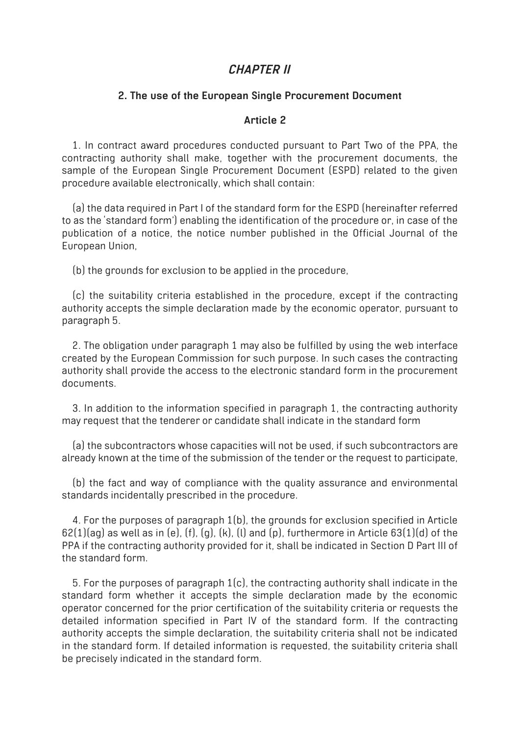# *CHAPTER II*

## 2. The use of the European Single Procurement Document

### Article 2

1. In contract award procedures conducted pursuant to Part Two of the PPA, the contracting authority shall make, together with the procurement documents, the sample of the European Single Procurement Document (ESPD) related to the given procedure available electronically, which shall contain:

(a) the data required in Part I of the standard form for the ESPD (hereinafter referred to as the 'standard form') enabling the identification of the procedure or, in case of the publication of a notice, the notice number published in the Official Journal of the European Union,

(b) the grounds for exclusion to be applied in the procedure,

(c) the suitability criteria established in the procedure, except if the contracting authority accepts the simple declaration made by the economic operator, pursuant to paragraph 5.

2. The obligation under paragraph 1 may also be fulfilled by using the web interface created by the European Commission for such purpose. In such cases the contracting authority shall provide the access to the electronic standard form in the procurement documents.

3. In addition to the information specified in paragraph 1, the contracting authority may request that the tenderer or candidate shall indicate in the standard form

(a) the subcontractors whose capacities will not be used, if such subcontractors are already known at the time of the submission of the tender or the request to participate,

(b) the fact and way of compliance with the quality assurance and environmental standards incidentally prescribed in the procedure.

4. For the purposes of paragraph 1(b), the grounds for exclusion specified in Article 62(1)(ag) as well as in (e), (f), (g), (k), (l) and (p), furthermore in Article 63(1)(d) of the PPA if the contracting authority provided for it, shall be indicated in Section D Part III of the standard form.

5. For the purposes of paragraph 1(c), the contracting authority shall indicate in the standard form whether it accepts the simple declaration made by the economic operator concerned for the prior certification of the suitability criteria or requests the detailed information specified in Part IV of the standard form. If the contracting authority accepts the simple declaration, the suitability criteria shall not be indicated in the standard form. If detailed information is requested, the suitability criteria shall be precisely indicated in the standard form.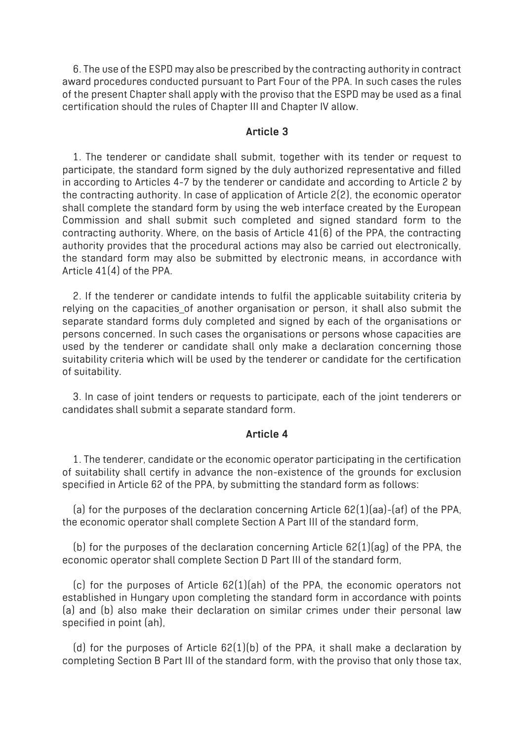6. The use of the ESPD may also be prescribed by the contracting authority in contract award procedures conducted pursuant to Part Four of the PPA. In such cases the rules of the present Chapter shall apply with the proviso that the ESPD may be used as a final certification should the rules of Chapter III and Chapter IV allow.

### Article 3

1. The tenderer or candidate shall submit, together with its tender or request to participate, the standard form signed by the duly authorized representative and filled in according to Articles 4-7 by the tenderer or candidate and according to Article 2 by the contracting authority. In case of application of Article 2(2), the economic operator shall complete the standard form by using the web interface created by the European Commission and shall submit such completed and signed standard form to the contracting authority. Where, on the basis of Article 41(6) of the PPA, the contracting authority provides that the procedural actions may also be carried out electronically, the standard form may also be submitted by electronic means, in accordance with Article 41(4) of the PPA.

2. If the tenderer or candidate intends to fulfil the applicable suitability criteria by relying on the capacities_of another organisation or person, it shall also submit the separate standard forms duly completed and signed by each of the organisations or persons concerned. In such cases the organisations or persons whose capacities are used by the tenderer or candidate shall only make a declaration concerning those suitability criteria which will be used by the tenderer or candidate for the certification of suitability.

3. In case of joint tenders or requests to participate, each of the joint tenderers or candidates shall submit a separate standard form.

### Article 4

1. The tenderer, candidate or the economic operator participating in the certification of suitability shall certify in advance the non-existence of the grounds for exclusion specified in Article 62 of the PPA, by submitting the standard form as follows:

(a) for the purposes of the declaration concerning Article 62(1)(aa)-(af) of the PPA, the economic operator shall complete Section A Part III of the standard form,

(b) for the purposes of the declaration concerning Article 62(1)(ag) of the PPA, the economic operator shall complete Section D Part III of the standard form,

(c) for the purposes of Article 62(1)(ah) of the PPA, the economic operators not established in Hungary upon completing the standard form in accordance with points (a) and (b) also make their declaration on similar crimes under their personal law specified in point (ah),

(d) for the purposes of Article 62(1)(b) of the PPA, it shall make a declaration by completing Section B Part III of the standard form, with the proviso that only those tax,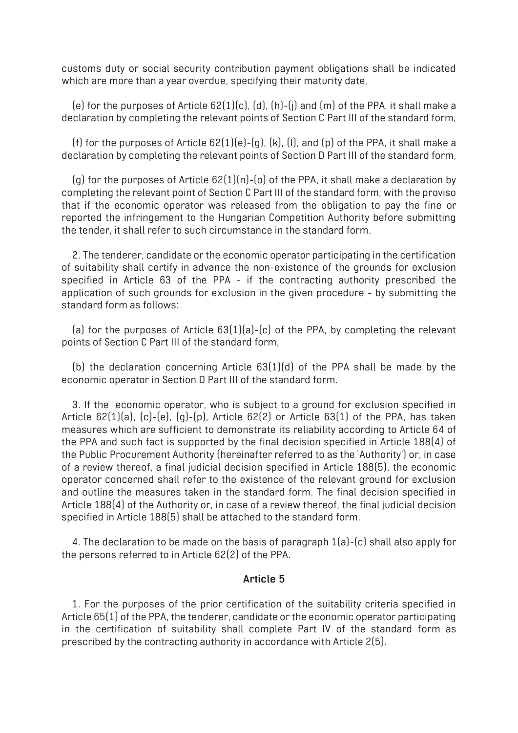customs duty or social security contribution payment obligations shall be indicated which are more than a year overdue, specifying their maturity date,

(e) for the purposes of Article 62(1)(c), (d), (h)-(j) and (m) of the PPA, it shall make a declaration by completing the relevant points of Section C Part III of the standard form,

(f) for the purposes of Article 62(1)(e)-(g), (k), (l), and (p) of the PPA, it shall make a declaration by completing the relevant points of Section D Part III of the standard form,

(g) for the purposes of Article 62(1)(n)-(o) of the PPA, it shall make a declaration by completing the relevant point of Section C Part III of the standard form, with the proviso that if the economic operator was released from the obligation to pay the fine or reported the infringement to the Hungarian Competition Authority before submitting the tender, it shall refer to such circumstance in the standard form.

2. The tenderer, candidate or the economic operator participating in the certification of suitability shall certify in advance the non-existence of the grounds for exclusion specified in Article 63 of the PPA - if the contracting authority prescribed the application of such grounds for exclusion in the given procedure - by submitting the standard form as follows:

(a) for the purposes of Article 63(1)(a)-(c) of the PPA, by completing the relevant points of Section C Part III of the standard form,

(b) the declaration concerning Article 63(1)(d) of the PPA shall be made by the economic operator in Section D Part III of the standard form.

3. If the economic operator, who is subject to a ground for exclusion specified in Article 62(1)(a), (c)-(e), (g)-(p), Article 62(2) or Article 63(1) of the PPA, has taken measures which are sufficient to demonstrate its reliability according to Article 64 of the PPA and such fact is supported by the final decision specified in Article 188(4) of the Public Procurement Authority (hereinafter referred to as the 'Authority') or, in case of a review thereof, a final judicial decision specified in Article 188(5), the economic operator concerned shall refer to the existence of the relevant ground for exclusion and outline the measures taken in the standard form. The final decision specified in Article 188(4) of the Authority or, in case of a review thereof, the final judicial decision specified in Article 188(5) shall be attached to the standard form.

4. The declaration to be made on the basis of paragraph 1(a)-(c) shall also apply for the persons referred to in Article 62(2) of the PPA.

### Article 5

1. For the purposes of the prior certification of the suitability criteria specified in Article 65(1) of the PPA, the tenderer, candidate or the economic operator participating in the certification of suitability shall complete Part IV of the standard form as prescribed by the contracting authority in accordance with Article 2(5).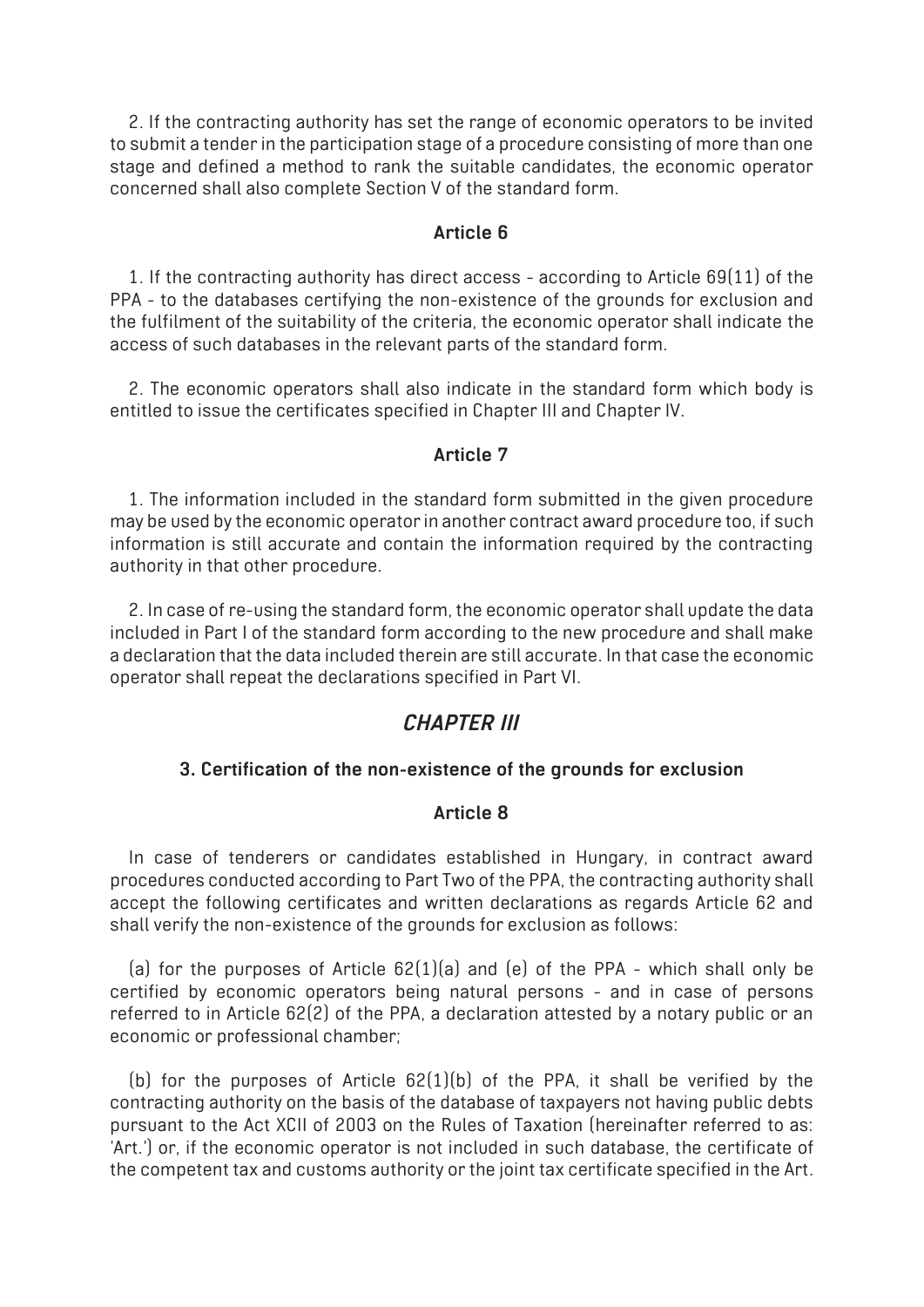2. If the contracting authority has set the range of economic operators to be invited to submit a tender in the participation stage of a procedure consisting of more than one stage and defined a method to rank the suitable candidates, the economic operator concerned shall also complete Section V of the standard form.

**Article 6**

1. If the contracting authority has direct access - according to Article 69(11) of the PPA - to the databases certifying the non-existence of the grounds for exclusion and the fulfilment of the suitability of the criteria, the economic operator shall indicate the access of such databases in the relevant parts of the standard form.

2. The economic operators shall also indicate in the standard form which body is entitled to issue the certificates specified in Chapter III and Chapter IV.

**Article 7**

1. The information included in the standard form submitted in the given procedure may be used by the economic operator in another contract award procedure too, if such information is still accurate and contain the information required by the contracting authority in that other procedure.

2. In case of re-using the standard form, the economic operator shall update the data included in Part I of the standard form according to the new procedure and shall make a declaration that the data included therein are still accurate. In that case the economic operator shall repeat the declarations specified in Part VI.

## *CHAPTER III*

### 3. Certification of the non-existence of the grounds for exclusion

**Article 8**

In case of tenderers or candidates established in Hungary, in contract award procedures conducted according to Part Two of the PPA, the contracting authority shall accept the following certificates and written declarations as regards Article 62 and shall verify the non-existence of the grounds for exclusion as follows:

(a) for the purposes of Article 62(1)(a) and (e) of the PPA - which shall only be certified by economic operators being natural persons - and in case of persons referred to in Article 62(2) of the PPA, a declaration attested by a notary public or an economic or professional chamber;

(b) for the purposes of Article 62(1)(b) of the PPA, it shall be verified by the contracting authority on the basis of the database of taxpayers not having public debts pursuant to the Act XCII of 2003 on the Rules of Taxation (hereinafter referred to as: 'Art.') or, if the economic operator is not included in such database, the certificate of the competent tax and customs authority or the joint tax certificate specified in the Art.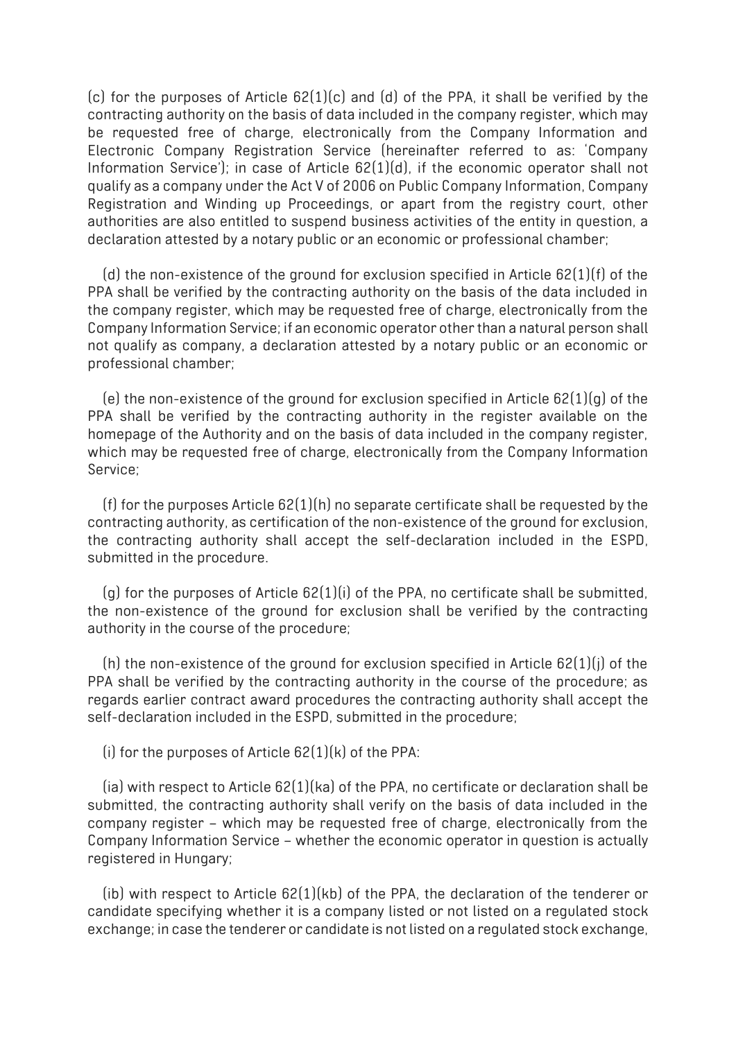(c) for the purposes of Article 62(1)(c) and (d) of the PPA, it shall be verified by the contracting authority on the basis of data included in the company register, which may be requested free of charge, electronically from the Company Information and Electronic Company Registration Service (hereinafter referred to as: 'Company Information Service'); in case of Article 62(1)(d), if the economic operator shall not qualify as a company under the Act V of 2006 on Public Company Information, Company Registration and Winding up Proceedings, or apart from the registry court, other authorities are also entitled to suspend business activities of the entity in question, a declaration attested by a notary public or an economic or professional chamber;

(d) the non-existence of the ground for exclusion specified in Article 62(1)(f) of the PPA shall be verified by the contracting authority on the basis of the data included in the company register, which may be requested free of charge, electronically from the Company Information Service; if an economic operator other than a natural person shall not qualify as company, a declaration attested by a notary public or an economic or professional chamber;

(e) the non-existence of the ground for exclusion specified in Article 62(1)(g) of the PPA shall be verified by the contracting authority in the register available on the homepage of the Authority and on the basis of data included in the company register, which may be requested free of charge, electronically from the Company Information Service;

(f) for the purposes Article 62(1)(h) no separate certificate shall be requested by the contracting authority, as certification of the non-existence of the ground for exclusion, the contracting authority shall accept the self-declaration included in the ESPD, submitted in the procedure.

(g) for the purposes of Article 62(1)(i) of the PPA, no certificate shall be submitted, the non-existence of the ground for exclusion shall be verified by the contracting authority in the course of the procedure;

(h) the non-existence of the ground for exclusion specified in Article 62(1)(j) of the PPA shall be verified by the contracting authority in the course of the procedure; as regards earlier contract award procedures the contracting authority shall accept the self-declaration included in the ESPD, submitted in the procedure;

(i) for the purposes of Article 62(1)(k) of the PPA:

(ia) with respect to Article 62(1)(ka) of the PPA, no certificate or declaration shall be submitted, the contracting authority shall verify on the basis of data included in the company register – which may be requested free of charge, electronically from the Company Information Service – whether the economic operator in question is actually registered in Hungary;

(ib) with respect to Article 62(1)(kb) of the PPA, the declaration of the tenderer or candidate specifying whether it is a company listed or not listed on a regulated stock exchange; in case the tenderer or candidate is not listed on a regulated stock exchange,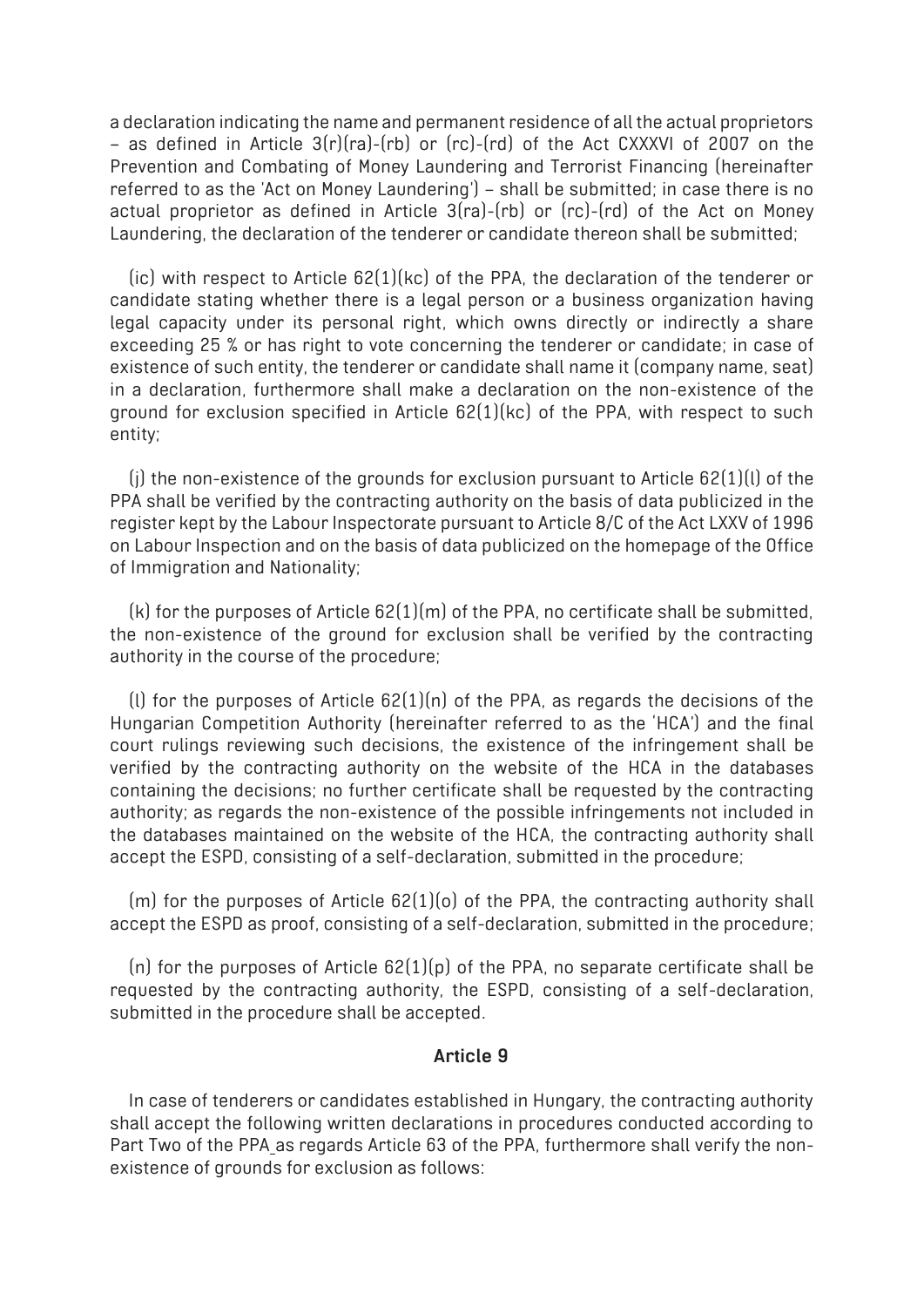a declaration indicating the name and permanent residence of all the actual proprietors – as defined in Article 3(r)(ra)-(rb) or (rc)-(rd) of the Act CXXXVI of 2007 on the Prevention and Combating of Money Laundering and Terrorist Financing (hereinafter referred to as the 'Act on Money Laundering') – shall be submitted; in case there is no actual proprietor as defined in Article 3(ra)-(rb) or (rc)-(rd) of the Act on Money Laundering, the declaration of the tenderer or candidate thereon shall be submitted;

(ic) with respect to Article 62(1)(kc) of the PPA, the declaration of the tenderer or candidate stating whether there is a legal person or a business organization having legal capacity under its personal right, which owns directly or indirectly a share exceeding 25 % or has right to vote concerning the tenderer or candidate; in case of existence of such entity, the tenderer or candidate shall name it (company name, seat) in a declaration, furthermore shall make a declaration on the non-existence of the ground for exclusion specified in Article 62(1)(kc) of the PPA, with respect to such entity;

(j) the non-existence of the grounds for exclusion pursuant to Article 62(1)(l) of the PPA shall be verified by the contracting authority on the basis of data publicized in the register kept by the Labour Inspectorate pursuant to Article 8/C of the Act LXXV of 1996 on Labour Inspection and on the basis of data publicized on the homepage of the Office of Immigration and Nationality;

(k) for the purposes of Article 62(1)(m) of the PPA, no certificate shall be submitted, the non-existence of the ground for exclusion shall be verified by the contracting authority in the course of the procedure;

(l) for the purposes of Article 62(1)(n) of the PPA, as regards the decisions of the Hungarian Competition Authority (hereinafter referred to as the 'HCA') and the final court rulings reviewing such decisions, the existence of the infringement shall be verified by the contracting authority on the website of the HCA in the databases containing the decisions; no further certificate shall be requested by the contracting authority; as regards the non-existence of the possible infringements not included in the databases maintained on the website of the HCA, the contracting authority shall accept the ESPD, consisting of a self-declaration, submitted in the procedure;

(m) for the purposes of Article 62(1)(o) of the PPA, the contracting authority shall accept the ESPD as proof, consisting of a self-declaration, submitted in the procedure;

(n) for the purposes of Article 62(1)(p) of the PPA, no separate certificate shall be requested by the contracting authority, the ESPD, consisting of a self-declaration, submitted in the procedure shall be accepted.

## Article 9

In case of tenderers or candidates established in Hungary, the contracting authority shall accept the following written declarations in procedures conducted according to Part Two of the PPA as regards Article 63 of the PPA, furthermore shall verify the non-existence of grounds for exclusion as follows: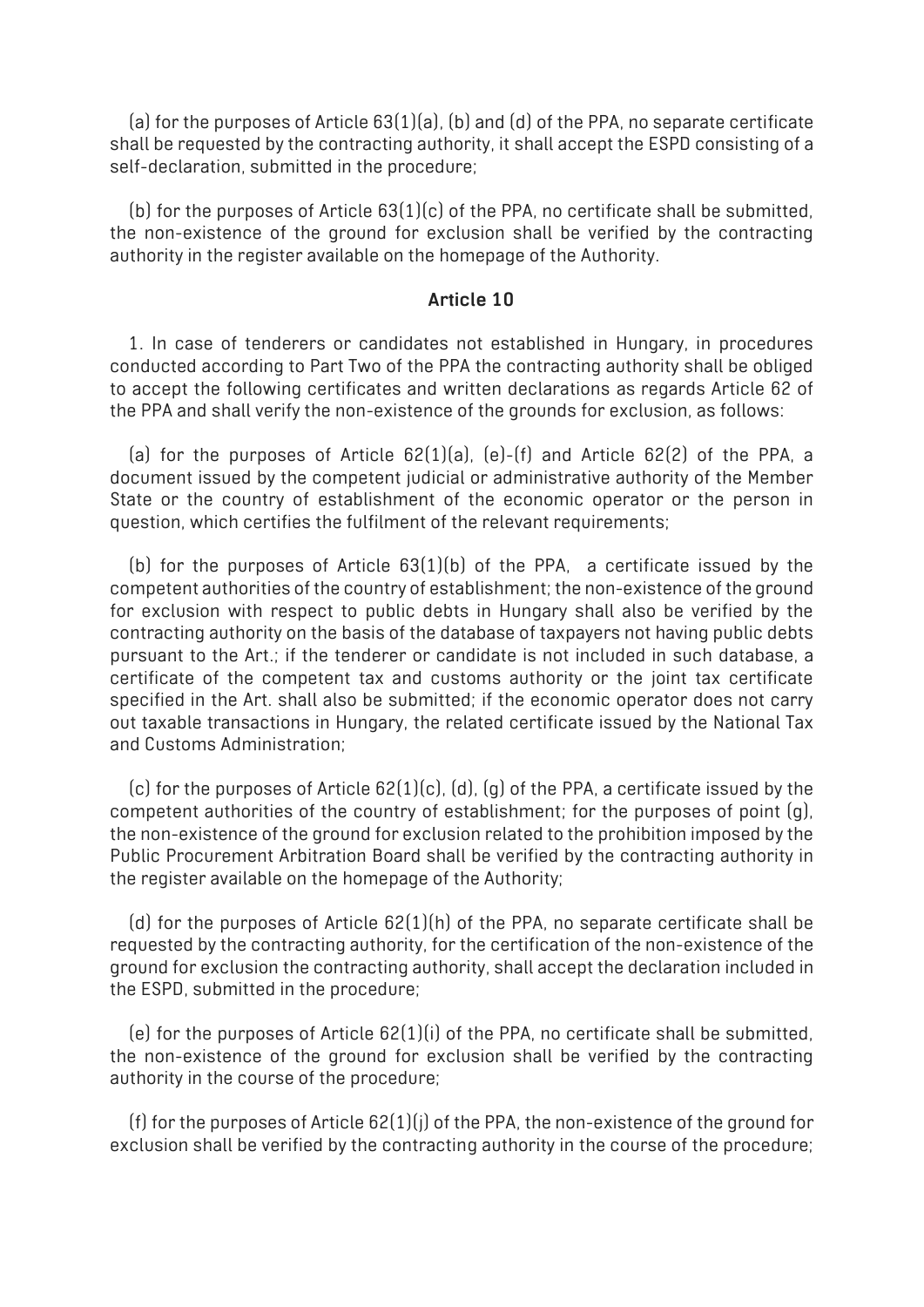(a) for the purposes of Article 63(1)(a), (b) and (d) of the PPA, no separate certificate shall be requested by the contracting authority, it shall accept the ESPD consisting of a self-declaration, submitted in the procedure;

(b) for the purposes of Article 63(1)(c) of the PPA, no certificate shall be submitted, the non-existence of the ground for exclusion shall be verified by the contracting authority in the register available on the homepage of the Authority.

### Article 10

1. In case of tenderers or candidates not established in Hungary, in procedures conducted according to Part Two of the PPA the contracting authority shall be obliged to accept the following certificates and written declarations as regards Article 62 of the PPA and shall verify the non-existence of the grounds for exclusion, as follows:

(a) for the purposes of Article 62(1)(a), (e)-(f) and Article 62(2) of the PPA, a document issued by the competent judicial or administrative authority of the Member State or the country of establishment of the economic operator or the person in question, which certifies the fulfilment of the relevant requirements;

(b) for the purposes of Article 63(1)(b) of the PPA, a certificate issued by the competent authorities of the country of establishment; the non-existence of the ground for exclusion with respect to public debts in Hungary shall also be verified by the contracting authority on the basis of the database of taxpayers not having public debts pursuant to the Art.; if the tenderer or candidate is not included in such database, a certificate of the competent tax and customs authority or the joint tax certificate specified in the Art. shall also be submitted; if the economic operator does not carry out taxable transactions in Hungary, the related certificate issued by the National Tax and Customs Administration;

(c) for the purposes of Article 62(1)(c), (d), (g) of the PPA, a certificate issued by the competent authorities of the country of establishment; for the purposes of point (g), the non-existence of the ground for exclusion related to the prohibition imposed by the Public Procurement Arbitration Board shall be verified by the contracting authority in the register available on the homepage of the Authority;

(d) for the purposes of Article 62(1)(h) of the PPA, no separate certificate shall be requested by the contracting authority, for the certification of the non-existence of the ground for exclusion the contracting authority, shall accept the declaration included in the ESPD, submitted in the procedure;

(e) for the purposes of Article 62(1)(i) of the PPA, no certificate shall be submitted, the non-existence of the ground for exclusion shall be verified by the contracting authority in the course of the procedure;

(f) for the purposes of Article 62(1)(j) of the PPA, the non-existence of the ground for exclusion shall be verified by the contracting authority in the course of the procedure;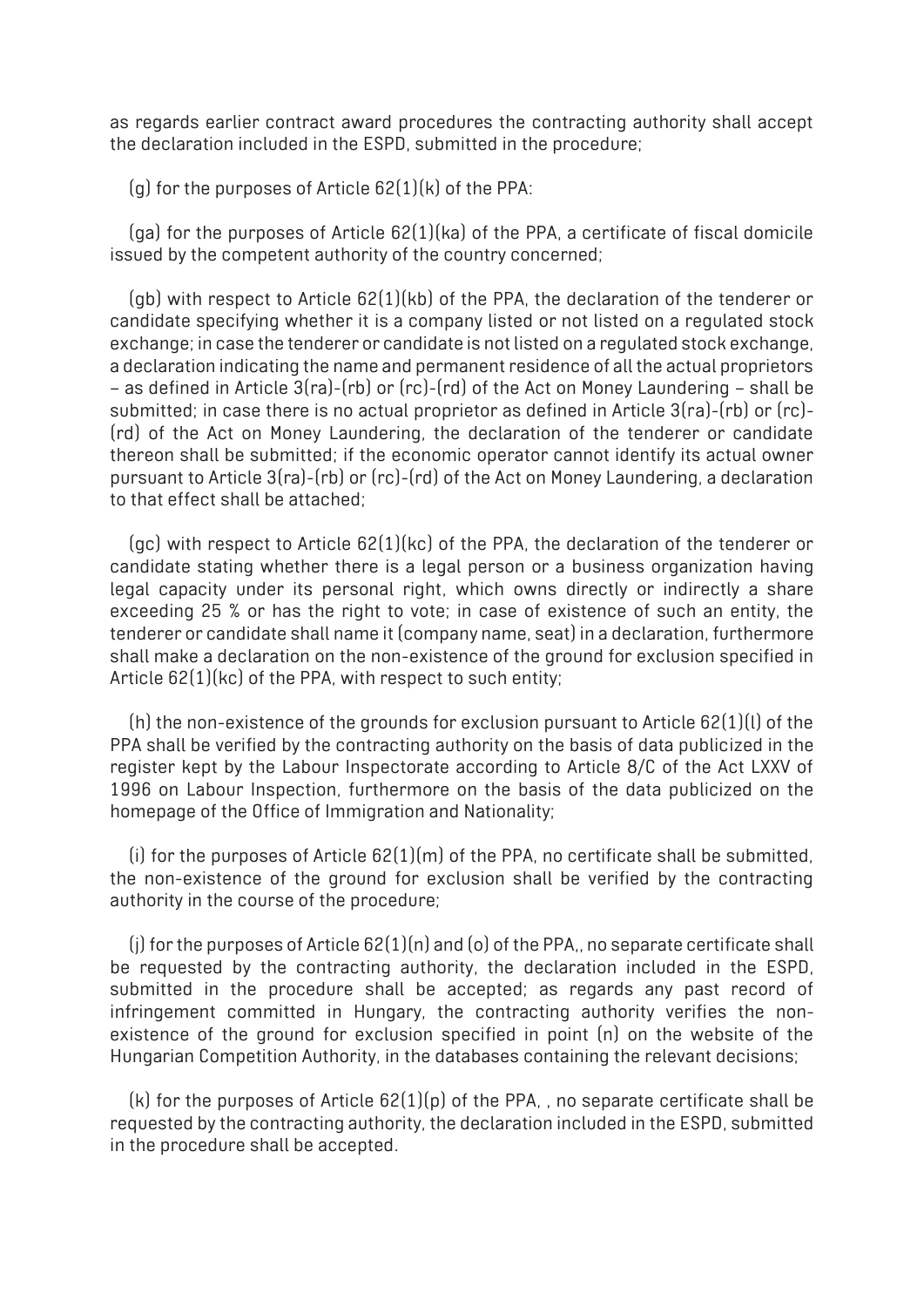as regards earlier contract award procedures the contracting authority shall accept the declaration included in the ESPD, submitted in the procedure;

(g) for the purposes of Article 62(1)(k) of the PPA:

(ga) for the purposes of Article 62(1)(ka) of the PPA, a certificate of fiscal domicile issued by the competent authority of the country concerned;

(gb) with respect to Article 62(1)(kb) of the PPA, the declaration of the tenderer or candidate specifying whether it is a company listed or not listed on a regulated stock exchange; in case the tenderer or candidate is not listed on a regulated stock exchange, a declaration indicating the name and permanent residence of all the actual proprietors – as defined in Article 3(ra)-(rb) or (rc)-(rd) of the Act on Money Laundering – shall be submitted; in case there is no actual proprietor as defined in Article 3(ra)-(rb) or (rc)-(rd) of the Act on Money Laundering, the declaration of the tenderer or candidate thereon shall be submitted; if the economic operator cannot identify its actual owner pursuant to Article 3(ra)-(rb) or (rc)-(rd) of the Act on Money Laundering, a declaration to that effect shall be attached;

(gc) with respect to Article 62(1)(kc) of the PPA, the declaration of the tenderer or candidate stating whether there is a legal person or a business organization having legal capacity under its personal right, which owns directly or indirectly a share exceeding 25 % or has the right to vote; in case of existence of such an entity, the tenderer or candidate shall name it (company name, seat) in a declaration, furthermore shall make a declaration on the non-existence of the ground for exclusion specified in Article 62(1)(kc) of the PPA, with respect to such entity;

(h) the non-existence of the grounds for exclusion pursuant to Article 62(1)(l) of the PPA shall be verified by the contracting authority on the basis of data publicized in the register kept by the Labour Inspectorate according to Article 8/C of the Act LXXV of 1996 on Labour Inspection, furthermore on the basis of the data publicized on the homepage of the Office of Immigration and Nationality;

(i) for the purposes of Article 62(1)(m) of the PPA, no certificate shall be submitted, the non-existence of the ground for exclusion shall be verified by the contracting authority in the course of the procedure;

(j) for the purposes of Article 62(1)(n) and (o) of the PPA,, no separate certificate shall be requested by the contracting authority, the declaration included in the ESPD, submitted in the procedure shall be accepted; as regards any past record of infringement committed in Hungary, the contracting authority verifies the non-existence of the ground for exclusion specified in point (n) on the website of the Hungarian Competition Authority, in the databases containing the relevant decisions;

(k) for the purposes of Article 62(1)(p) of the PPA, , no separate certificate shall be requested by the contracting authority, the declaration included in the ESPD, submitted in the procedure shall be accepted.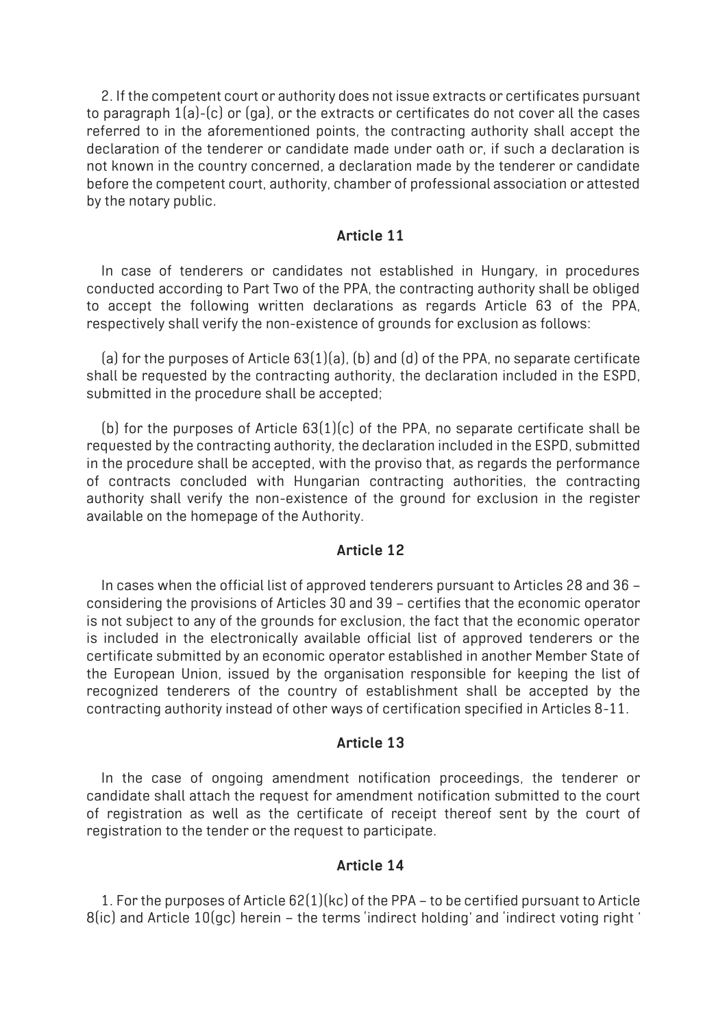2. If the competent court or authority does not issue extracts or certificates pursuant to paragraph 1(a)-(c) or (ga), or the extracts or certificates do not cover all the cases referred to in the aforementioned points, the contracting authority shall accept the declaration of the tenderer or candidate made under oath or, if such a declaration is not known in the country concerned, a declaration made by the tenderer or candidate before the competent court, authority, chamber of professional association or attested by the notary public.

### Article 11

In case of tenderers or candidates not established in Hungary, in procedures conducted according to Part Two of the PPA, the contracting authority shall be obliged to accept the following written declarations as regards Article 63 of the PPA, respectively shall verify the non-existence of grounds for exclusion as follows:

(a) for the purposes of Article 63(1)(a), (b) and (d) of the PPA, no separate certificate shall be requested by the contracting authority, the declaration included in the ESPD, submitted in the procedure shall be accepted;

(b) for the purposes of Article 63(1)(c) of the PPA, no separate certificate shall be requested by the contracting authority, the declaration included in the ESPD, submitted in the procedure shall be accepted, with the proviso that, as regards the performance of contracts concluded with Hungarian contracting authorities, the contracting authority shall verify the non-existence of the ground for exclusion in the register available on the homepage of the Authority.

### Article 12

In cases when the official list of approved tenderers pursuant to Articles 28 and 36 – considering the provisions of Articles 30 and 39 – certifies that the economic operator is not subject to any of the grounds for exclusion, the fact that the economic operator is included in the electronically available official list of approved tenderers or the certificate submitted by an economic operator established in another Member State of the European Union, issued by the organisation responsible for keeping the list of recognized tenderers of the country of establishment shall be accepted by the contracting authority instead of other ways of certification specified in Articles 8-11.

### Article 13

In the case of ongoing amendment notification proceedings, the tenderer or candidate shall attach the request for amendment notification submitted to the court of registration as well as the certificate of receipt thereof sent by the court of registration to the tender or the request to participate.

### Article 14

1. For the purposes of Article 62(1)(kc) of the PPA – to be certified pursuant to Article 8(ic) and Article 10(gc) herein – the terms 'indirect holding' and 'indirect voting right '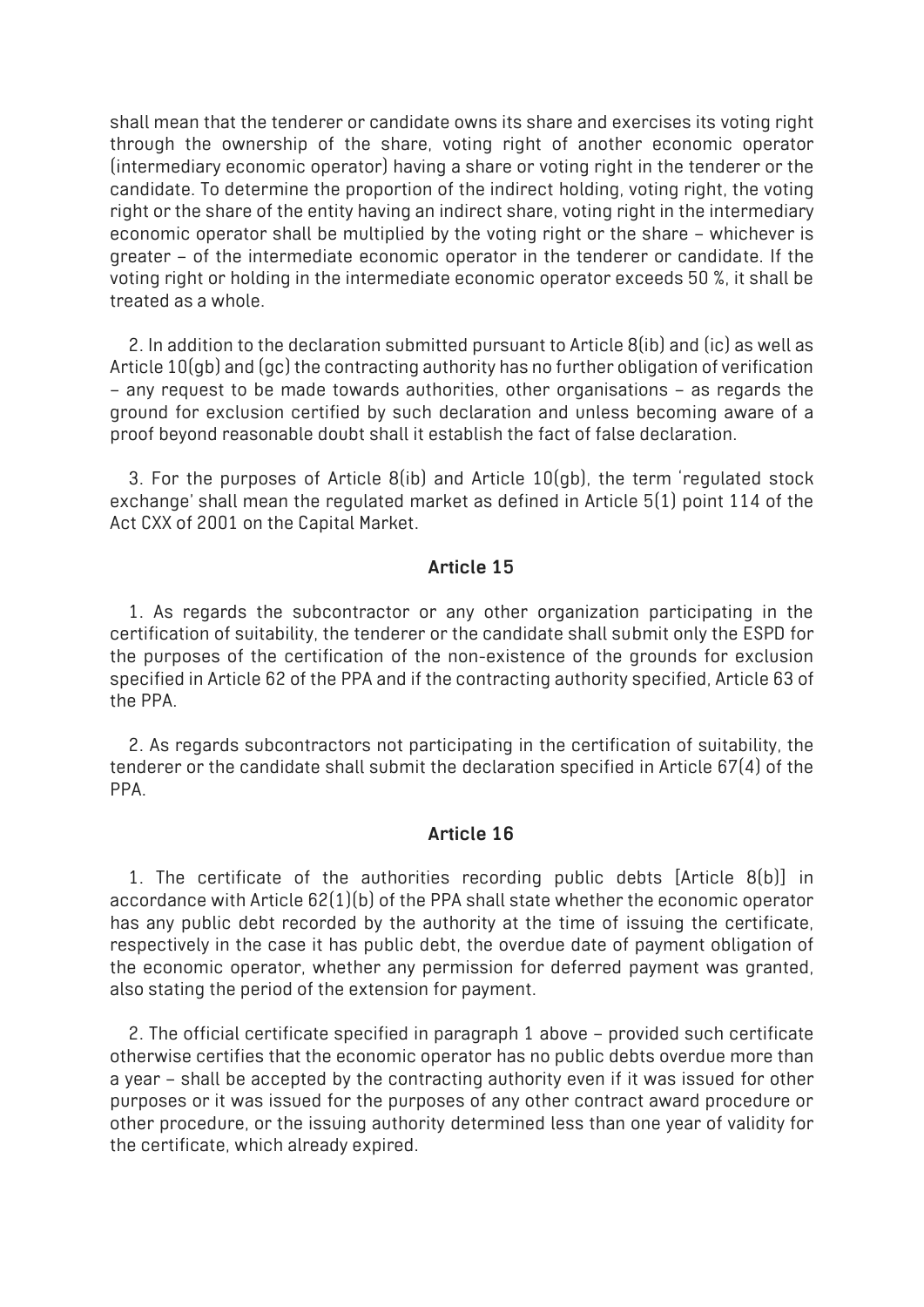shall mean that the tenderer or candidate owns its share and exercises its voting right through the ownership of the share, voting right of another economic operator (intermediary economic operator) having a share or voting right in the tenderer or the candidate. To determine the proportion of the indirect holding, voting right, the voting right or the share of the entity having an indirect share, voting right in the intermediary economic operator shall be multiplied by the voting right or the share – whichever is greater – of the intermediate economic operator in the tenderer or candidate. If the voting right or holding in the intermediate economic operator exceeds 50 %, it shall be treated as a whole.

2. In addition to the declaration submitted pursuant to Article 8(ib) and (ic) as well as Article 10(gb) and (gc) the contracting authority has no further obligation of verification – any request to be made towards authorities, other organisations – as regards the ground for exclusion certified by such declaration and unless becoming aware of a proof beyond reasonable doubt shall it establish the fact of false declaration.

3. For the purposes of Article 8(ib) and Article 10(gb), the term 'regulated stock exchange' shall mean the regulated market as defined in Article 5(1) point 114 of the Act CXX of 2001 on the Capital Market.

### Article 15

1. As regards the subcontractor or any other organization participating in the certification of suitability, the tenderer or the candidate shall submit only the ESPD for the purposes of the certification of the non-existence of the grounds for exclusion specified in Article 62 of the PPA and if the contracting authority specified, Article 63 of the PPA.

2. As regards subcontractors not participating in the certification of suitability, the tenderer or the candidate shall submit the declaration specified in Article 67(4) of the PPA.

### Article 16

1. The certificate of the authorities recording public debts [Article 8(b)] in accordance with Article 62(1)(b) of the PPA shall state whether the economic operator has any public debt recorded by the authority at the time of issuing the certificate, respectively in the case it has public debt, the overdue date of payment obligation of the economic operator, whether any permission for deferred payment was granted, also stating the period of the extension for payment.

2. The official certificate specified in paragraph 1 above – provided such certificate otherwise certifies that the economic operator has no public debts overdue more than a year – shall be accepted by the contracting authority even if it was issued for other purposes or it was issued for the purposes of any other contract award procedure or other procedure, or the issuing authority determined less than one year of validity for the certificate, which already expired.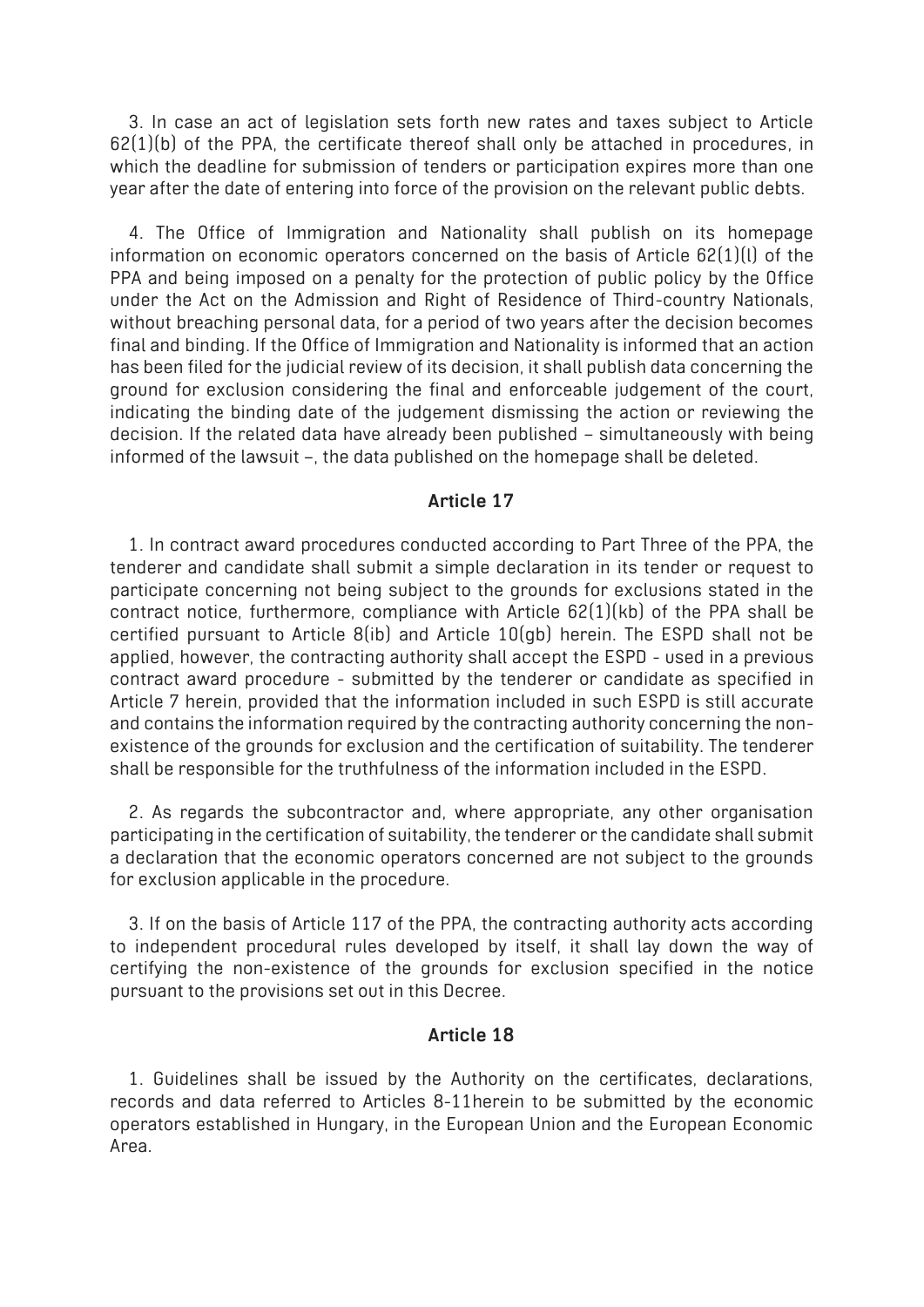3. In case an act of legislation sets forth new rates and taxes subject to Article 62(1)(b) of the PPA, the certificate thereof shall only be attached in procedures, in which the deadline for submission of tenders or participation expires more than one year after the date of entering into force of the provision on the relevant public debts.

4. The Office of Immigration and Nationality shall publish on its homepage information on economic operators concerned on the basis of Article 62(1)(l) of the PPA and being imposed on a penalty for the protection of public policy by the Office under the Act on the Admission and Right of Residence of Third-country Nationals, without breaching personal data, for a period of two years after the decision becomes final and binding. If the Office of Immigration and Nationality is informed that an action has been filed for the judicial review of its decision, it shall publish data concerning the ground for exclusion considering the final and enforceable judgement of the court, indicating the binding date of the judgement dismissing the action or reviewing the decision. If the related data have already been published – simultaneously with being informed of the lawsuit –, the data published on the homepage shall be deleted.

### Article 17

1. In contract award procedures conducted according to Part Three of the PPA, the tenderer and candidate shall submit a simple declaration in its tender or request to participate concerning not being subject to the grounds for exclusions stated in the contract notice, furthermore, compliance with Article 62(1)(kb) of the PPA shall be certified pursuant to Article 8(ib) and Article 10(gb) herein. The ESPD shall not be applied, however, the contracting authority shall accept the ESPD - used in a previous contract award procedure - submitted by the tenderer or candidate as specified in Article 7 herein, provided that the information included in such ESPD is still accurate and contains the information required by the contracting authority concerning the non-existence of the grounds for exclusion and the certification of suitability. The tenderer shall be responsible for the truthfulness of the information included in the ESPD.

2. As regards the subcontractor and, where appropriate, any other organisation participating in the certification of suitability, the tenderer or the candidate shall submit a declaration that the economic operators concerned are not subject to the grounds for exclusion applicable in the procedure.

3. If on the basis of Article 117 of the PPA, the contracting authority acts according to independent procedural rules developed by itself, it shall lay down the way of certifying the non-existence of the grounds for exclusion specified in the notice pursuant to the provisions set out in this Decree.

### Article 18

1. Guidelines shall be issued by the Authority on the certificates, declarations, records and data referred to Articles 8-11herein to be submitted by the economic operators established in Hungary, in the European Union and the European Economic Area.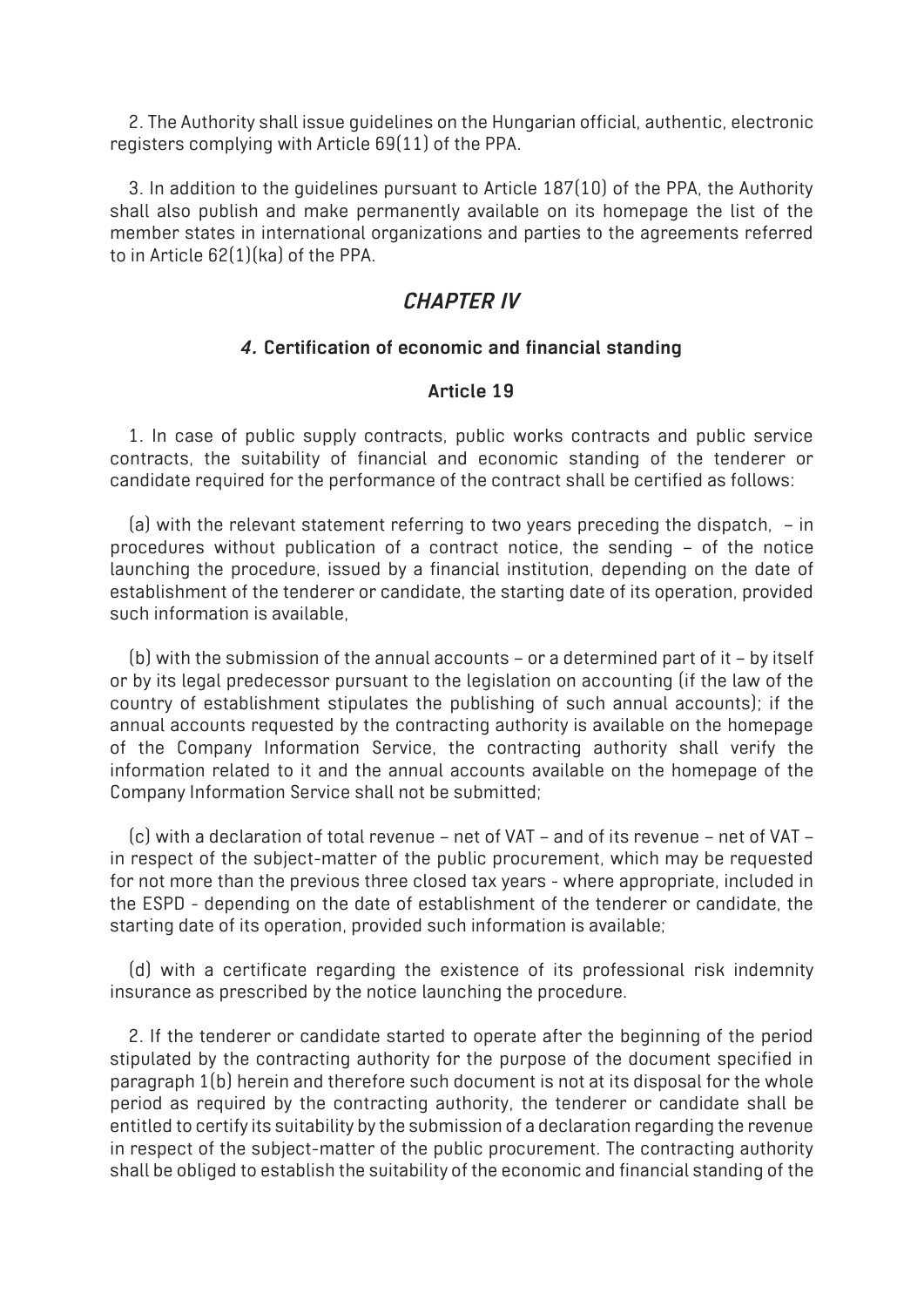2. The Authority shall issue guidelines on the Hungarian official, authentic, electronic registers complying with Article 69(11) of the PPA.

3. In addition to the guidelines pursuant to Article 187(10) of the PPA, the Authority shall also publish and make permanently available on its homepage the list of the member states in international organizations and parties to the agreements referred to in Article 62(1)(ka) of the PPA.

## *CHAPTER IV*

### *4.* Certification of economic and financial standing

### Article 19

1. In case of public supply contracts, public works contracts and public service contracts, the suitability of financial and economic standing of the tenderer or candidate required for the performance of the contract shall be certified as follows:

(a) with the relevant statement referring to two years preceding the dispatch, – in procedures without publication of a contract notice, the sending – of the notice launching the procedure, issued by a financial institution, depending on the date of establishment of the tenderer or candidate, the starting date of its operation, provided such information is available,

(b) with the submission of the annual accounts – or a determined part of it – by itself or by its legal predecessor pursuant to the legislation on accounting (if the law of the country of establishment stipulates the publishing of such annual accounts); if the annual accounts requested by the contracting authority is available on the homepage of the Company Information Service, the contracting authority shall verify the information related to it and the annual accounts available on the homepage of the Company Information Service shall not be submitted;

(c) with a declaration of total revenue – net of VAT – and of its revenue – net of VAT – in respect of the subject-matter of the public procurement, which may be requested for not more than the previous three closed tax years - where appropriate, included in the ESPD - depending on the date of establishment of the tenderer or candidate, the starting date of its operation, provided such information is available;

(d) with a certificate regarding the existence of its professional risk indemnity insurance as prescribed by the notice launching the procedure.

2. If the tenderer or candidate started to operate after the beginning of the period stipulated by the contracting authority for the purpose of the document specified in paragraph 1(b) herein and therefore such document is not at its disposal for the whole period as required by the contracting authority, the tenderer or candidate shall be entitled to certify its suitability by the submission of a declaration regarding the revenue in respect of the subject-matter of the public procurement. The contracting authority shall be obliged to establish the suitability of the economic and financial standing of the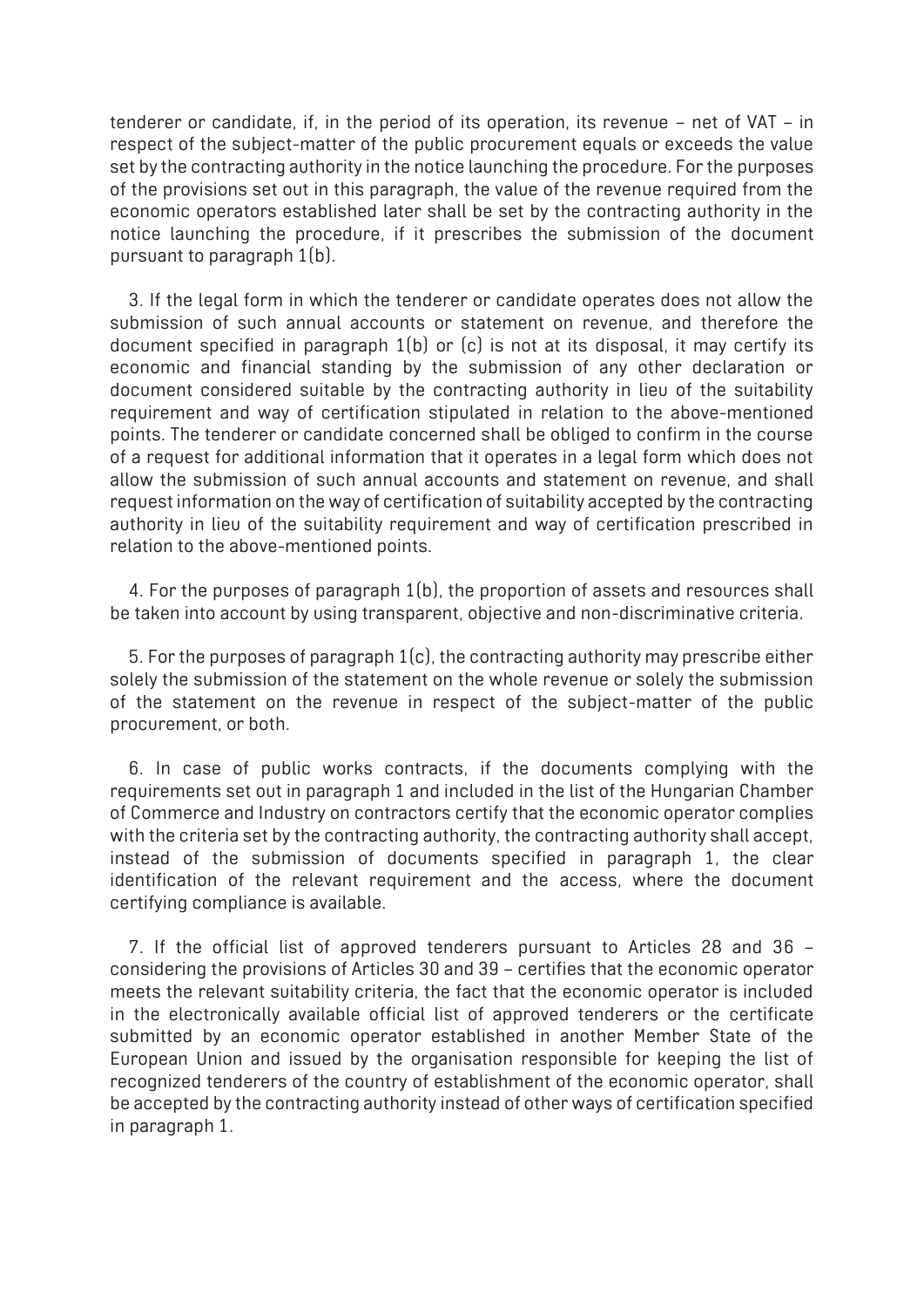tenderer or candidate, if, in the period of its operation, its revenue – net of VAT – in respect of the subject-matter of the public procurement equals or exceeds the value set by the contracting authority in the notice launching the procedure. For the purposes of the provisions set out in this paragraph, the value of the revenue required from the economic operators established later shall be set by the contracting authority in the notice launching the procedure, if it prescribes the submission of the document pursuant to paragraph 1(b).

3. If the legal form in which the tenderer or candidate operates does not allow the submission of such annual accounts or statement on revenue, and therefore the document specified in paragraph 1(b) or (c) is not at its disposal, it may certify its economic and financial standing by the submission of any other declaration or document considered suitable by the contracting authority in lieu of the suitability requirement and way of certification stipulated in relation to the above-mentioned points. The tenderer or candidate concerned shall be obliged to confirm in the course of a request for additional information that it operates in a legal form which does not allow the submission of such annual accounts and statement on revenue, and shall request information on the way of certification of suitability accepted by the contracting authority in lieu of the suitability requirement and way of certification prescribed in relation to the above-mentioned points.

4. For the purposes of paragraph 1(b), the proportion of assets and resources shall be taken into account by using transparent, objective and non-discriminative criteria.

5. For the purposes of paragraph 1(c), the contracting authority may prescribe either solely the submission of the statement on the whole revenue or solely the submission of the statement on the revenue in respect of the subject-matter of the public procurement, or both.

6. In case of public works contracts, if the documents complying with the requirements set out in paragraph 1 and included in the list of the Hungarian Chamber of Commerce and Industry on contractors certify that the economic operator complies with the criteria set by the contracting authority, the contracting authority shall accept, instead of the submission of documents specified in paragraph 1, the clear identification of the relevant requirement and the access, where the document certifying compliance is available.

7. If the official list of approved tenderers pursuant to Articles 28 and 36 – considering the provisions of Articles 30 and 39 – certifies that the economic operator meets the relevant suitability criteria, the fact that the economic operator is included in the electronically available official list of approved tenderers or the certificate submitted by an economic operator established in another Member State of the European Union and issued by the organisation responsible for keeping the list of recognized tenderers of the country of establishment of the economic operator, shall be accepted by the contracting authority instead of other ways of certification specified in paragraph 1.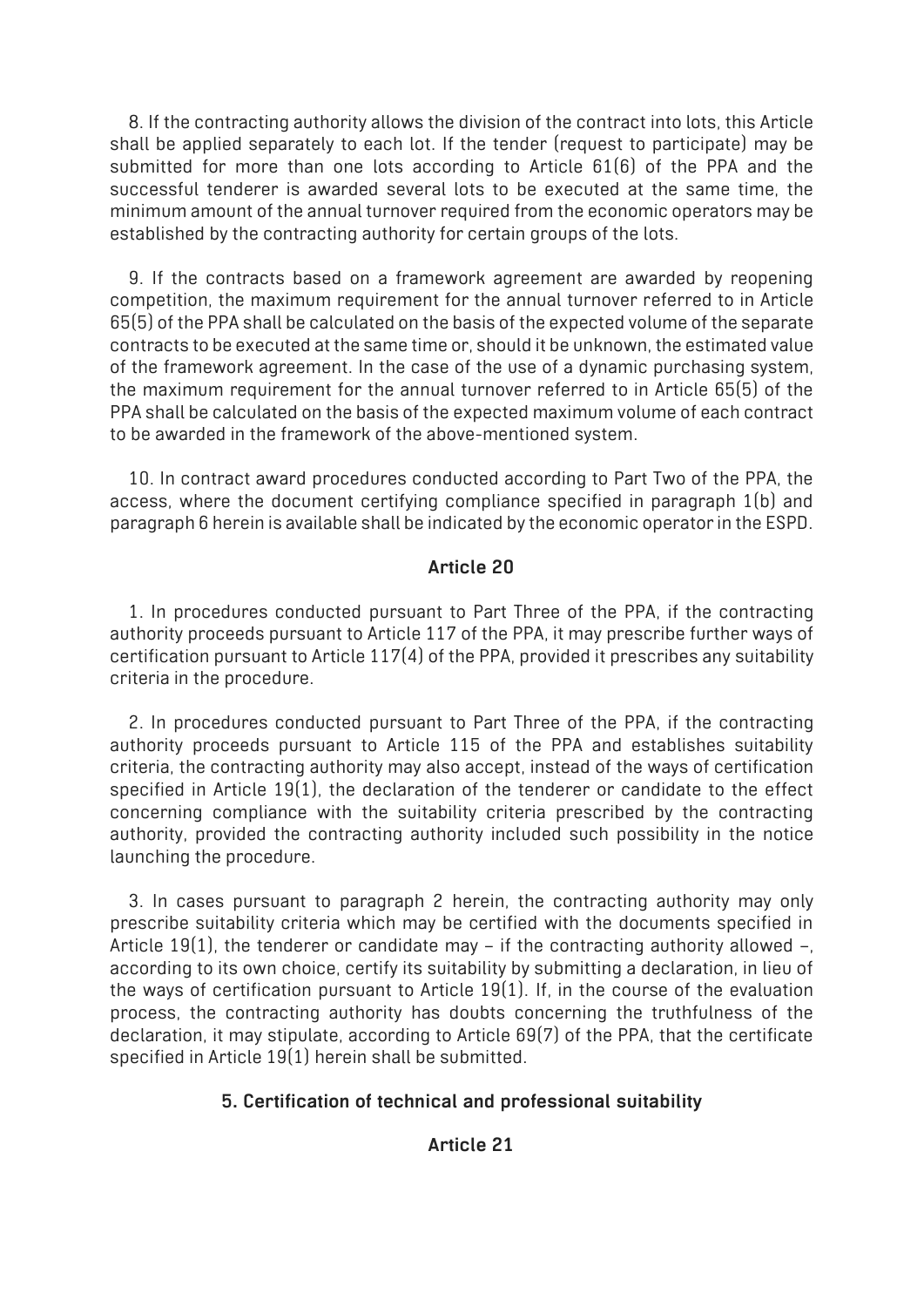8. If the contracting authority allows the division of the contract into lots, this Article shall be applied separately to each lot. If the tender (request to participate) may be submitted for more than one lots according to Article 61(6) of the PPA and the successful tenderer is awarded several lots to be executed at the same time, the minimum amount of the annual turnover required from the economic operators may be established by the contracting authority for certain groups of the lots.

9. If the contracts based on a framework agreement are awarded by reopening competition, the maximum requirement for the annual turnover referred to in Article 65(5) of the PPA shall be calculated on the basis of the expected volume of the separate contracts to be executed at the same time or, should it be unknown, the estimated value of the framework agreement. In the case of the use of a dynamic purchasing system, the maximum requirement for the annual turnover referred to in Article 65(5) of the PPA shall be calculated on the basis of the expected maximum volume of each contract to be awarded in the framework of the above-mentioned system.

10. In contract award procedures conducted according to Part Two of the PPA, the access, where the document certifying compliance specified in paragraph 1(b) and paragraph 6 herein is available shall be indicated by the economic operator in the ESPD.

### Article 20

1. In procedures conducted pursuant to Part Three of the PPA, if the contracting authority proceeds pursuant to Article 117 of the PPA, it may prescribe further ways of certification pursuant to Article 117(4) of the PPA, provided it prescribes any suitability criteria in the procedure.

2. In procedures conducted pursuant to Part Three of the PPA, if the contracting authority proceeds pursuant to Article 115 of the PPA and establishes suitability criteria, the contracting authority may also accept, instead of the ways of certification specified in Article 19(1), the declaration of the tenderer or candidate to the effect concerning compliance with the suitability criteria prescribed by the contracting authority, provided the contracting authority included such possibility in the notice launching the procedure.

3. In cases pursuant to paragraph 2 herein, the contracting authority may only prescribe suitability criteria which may be certified with the documents specified in Article 19(1), the tenderer or candidate may – if the contracting authority allowed –, according to its own choice, certify its suitability by submitting a declaration, in lieu of the ways of certification pursuant to Article 19(1). If, in the course of the evaluation process, the contracting authority has doubts concerning the truthfulness of the declaration, it may stipulate, according to Article 69(7) of the PPA, that the certificate specified in Article 19(1) herein shall be submitted.

## 5. Certification of technical and professional suitability

### Article 21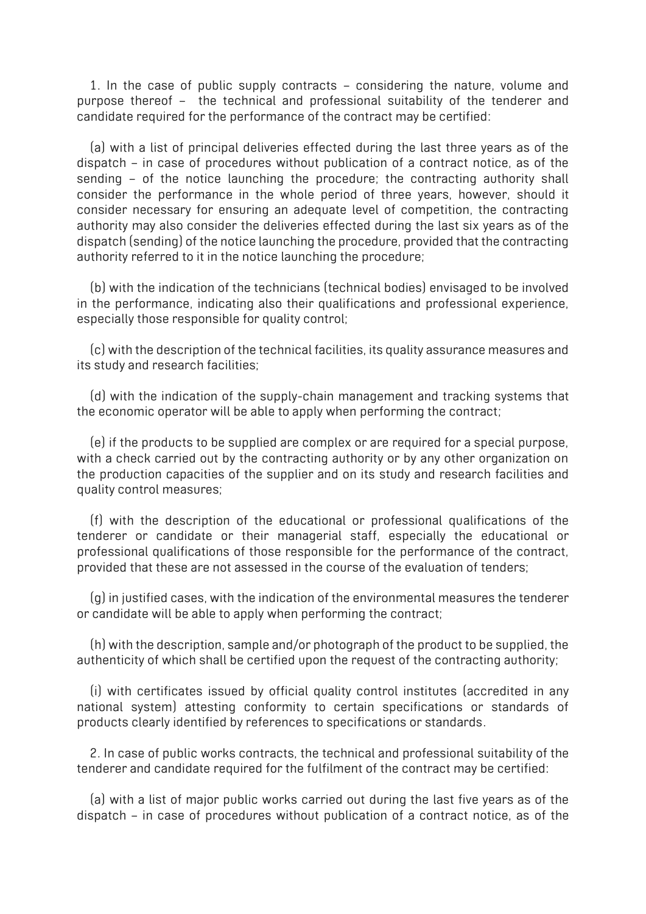1. In the case of public supply contracts – considering the nature, volume and purpose thereof – the technical and professional suitability of the tenderer and candidate required for the performance of the contract may be certified:

(a) with a list of principal deliveries effected during the last three years as of the dispatch – in case of procedures without publication of a contract notice, as of the sending – of the notice launching the procedure; the contracting authority shall consider the performance in the whole period of three years, however, should it consider necessary for ensuring an adequate level of competition, the contracting authority may also consider the deliveries effected during the last six years as of the dispatch (sending) of the notice launching the procedure, provided that the contracting authority referred to it in the notice launching the procedure;

(b) with the indication of the technicians (technical bodies) envisaged to be involved in the performance, indicating also their qualifications and professional experience, especially those responsible for quality control;

(c) with the description of the technical facilities, its quality assurance measures and its study and research facilities;

(d) with the indication of the supply-chain management and tracking systems that the economic operator will be able to apply when performing the contract;

(e) if the products to be supplied are complex or are required for a special purpose, with a check carried out by the contracting authority or by any other organization on the production capacities of the supplier and on its study and research facilities and quality control measures;

(f) with the description of the educational or professional qualifications of the tenderer or candidate or their managerial staff, especially the educational or professional qualifications of those responsible for the performance of the contract, provided that these are not assessed in the course of the evaluation of tenders;

(g) in justified cases, with the indication of the environmental measures the tenderer or candidate will be able to apply when performing the contract;

(h) with the description, sample and/or photograph of the product to be supplied, the authenticity of which shall be certified upon the request of the contracting authority;

(i) with certificates issued by official quality control institutes (accredited in any national system) attesting conformity to certain specifications or standards of products clearly identified by references to specifications or standards.

2. In case of public works contracts, the technical and professional suitability of the tenderer and candidate required for the fulfilment of the contract may be certified:

(a) with a list of major public works carried out during the last five years as of the dispatch – in case of procedures without publication of a contract notice, as of the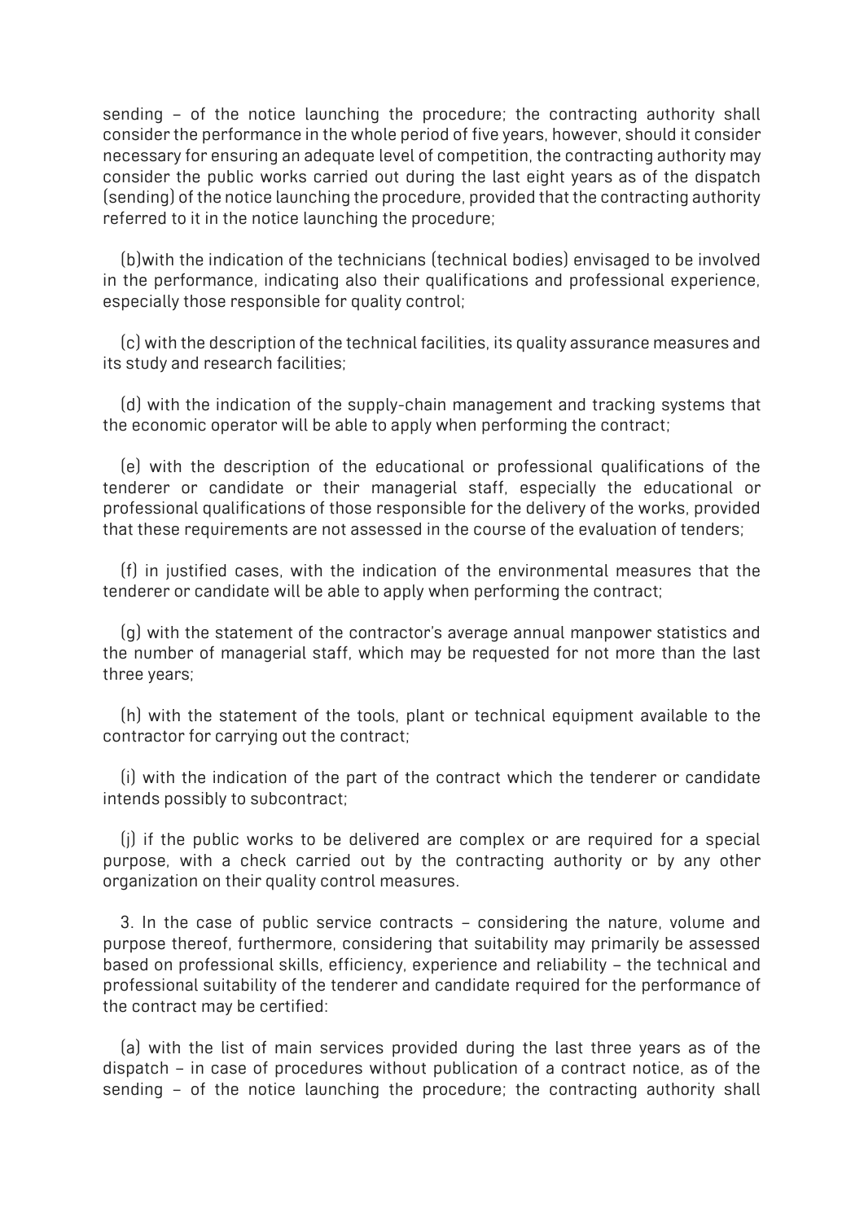sending – of the notice launching the procedure; the contracting authority shall consider the performance in the whole period of five years, however, should it consider necessary for ensuring an adequate level of competition, the contracting authority may consider the public works carried out during the last eight years as of the dispatch (sending) of the notice launching the procedure, provided that the contracting authority referred to it in the notice launching the procedure;

(b)with the indication of the technicians (technical bodies) envisaged to be involved in the performance, indicating also their qualifications and professional experience, especially those responsible for quality control;

(c) with the description of the technical facilities, its quality assurance measures and its study and research facilities;

(d) with the indication of the supply-chain management and tracking systems that the economic operator will be able to apply when performing the contract;

(e) with the description of the educational or professional qualifications of the tenderer or candidate or their managerial staff, especially the educational or professional qualifications of those responsible for the delivery of the works, provided that these requirements are not assessed in the course of the evaluation of tenders;

(f) in justified cases, with the indication of the environmental measures that the tenderer or candidate will be able to apply when performing the contract;

(g) with the statement of the contractor's average annual manpower statistics and the number of managerial staff, which may be requested for not more than the last three years;

(h) with the statement of the tools, plant or technical equipment available to the contractor for carrying out the contract;

(i) with the indication of the part of the contract which the tenderer or candidate intends possibly to subcontract;

(j) if the public works to be delivered are complex or are required for a special purpose, with a check carried out by the contracting authority or by any other organization on their quality control measures.

3. In the case of public service contracts – considering the nature, volume and purpose thereof, furthermore, considering that suitability may primarily be assessed based on professional skills, efficiency, experience and reliability – the technical and professional suitability of the tenderer and candidate required for the performance of the contract may be certified:

(a) with the list of main services provided during the last three years as of the dispatch – in case of procedures without publication of a contract notice, as of the sending – of the notice launching the procedure; the contracting authority shall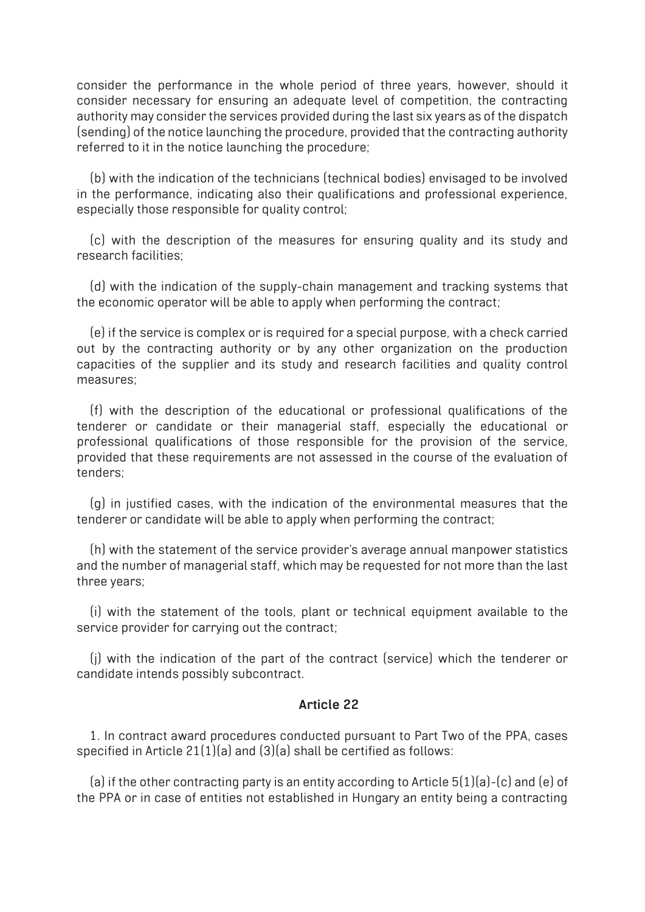consider the performance in the whole period of three years, however, should it consider necessary for ensuring an adequate level of competition, the contracting authority may consider the services provided during the last six years as of the dispatch (sending) of the notice launching the procedure, provided that the contracting authority referred to it in the notice launching the procedure;

(b) with the indication of the technicians (technical bodies) envisaged to be involved in the performance, indicating also their qualifications and professional experience, especially those responsible for quality control;

(c) with the description of the measures for ensuring quality and its study and research facilities;

(d) with the indication of the supply-chain management and tracking systems that the economic operator will be able to apply when performing the contract;

(e) if the service is complex or is required for a special purpose, with a check carried out by the contracting authority or by any other organization on the production capacities of the supplier and its study and research facilities and quality control measures;

(f) with the description of the educational or professional qualifications of the tenderer or candidate or their managerial staff, especially the educational or professional qualifications of those responsible for the provision of the service, provided that these requirements are not assessed in the course of the evaluation of tenders;

(g) in justified cases, with the indication of the environmental measures that the tenderer or candidate will be able to apply when performing the contract;

(h) with the statement of the service provider's average annual manpower statistics and the number of managerial staff, which may be requested for not more than the last three years;

(i) with the statement of the tools, plant or technical equipment available to the service provider for carrying out the contract;

(j) with the indication of the part of the contract (service) which the tenderer or candidate intends possibly subcontract.

### Article 22

1. In contract award procedures conducted pursuant to Part Two of the PPA, cases specified in Article 21(1)(a) and (3)(a) shall be certified as follows:

(a) if the other contracting party is an entity according to Article 5(1)(a)-(c) and (e) of the PPA or in case of entities not established in Hungary an entity being a contracting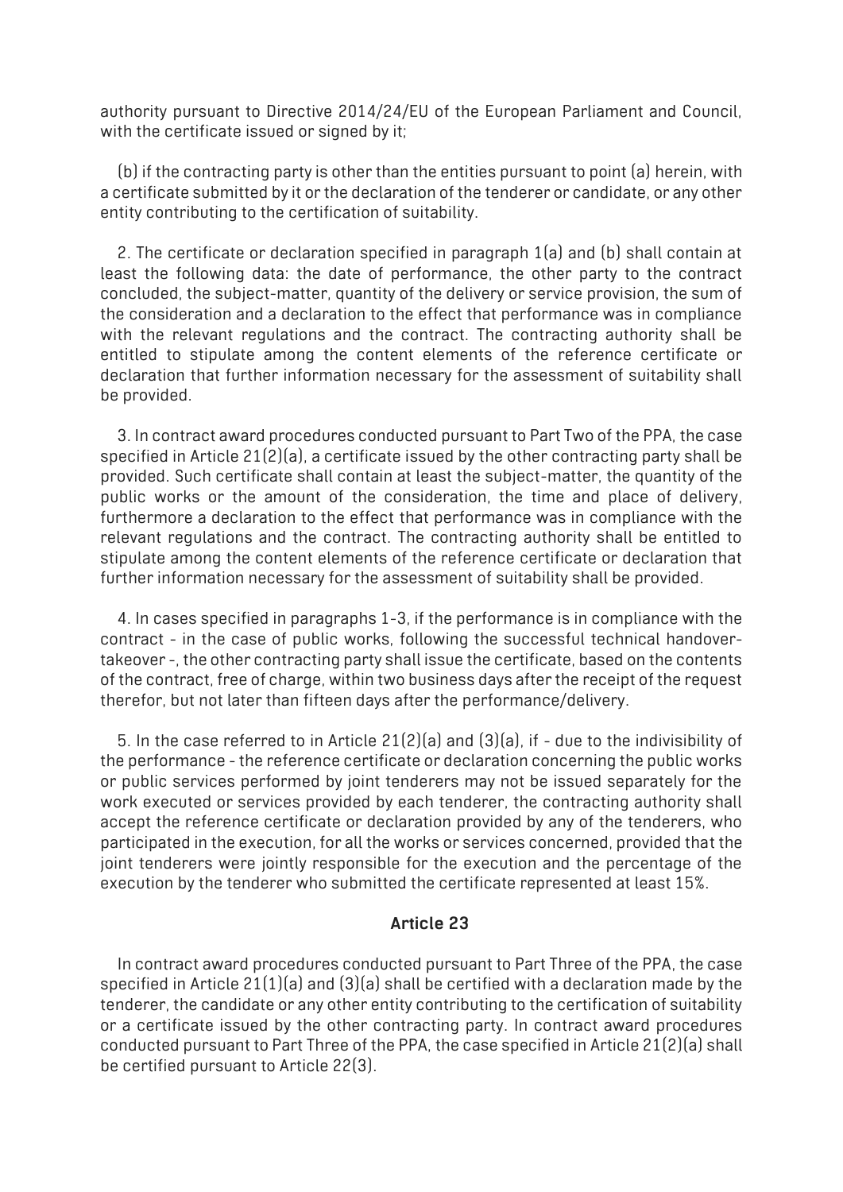authority pursuant to Directive 2014/24/EU of the European Parliament and Council, with the certificate issued or signed by it;

(b) if the contracting party is other than the entities pursuant to point (a) herein, with a certificate submitted by it or the declaration of the tenderer or candidate, or any other entity contributing to the certification of suitability.

2. The certificate or declaration specified in paragraph 1(a) and (b) shall contain at least the following data: the date of performance, the other party to the contract concluded, the subject-matter, quantity of the delivery or service provision, the sum of the consideration and a declaration to the effect that performance was in compliance with the relevant regulations and the contract. The contracting authority shall be entitled to stipulate among the content elements of the reference certificate or declaration that further information necessary for the assessment of suitability shall be provided.

3. In contract award procedures conducted pursuant to Part Two of the PPA, the case specified in Article 21(2)(a), a certificate issued by the other contracting party shall be provided. Such certificate shall contain at least the subject-matter, the quantity of the public works or the amount of the consideration, the time and place of delivery, furthermore a declaration to the effect that performance was in compliance with the relevant regulations and the contract. The contracting authority shall be entitled to stipulate among the content elements of the reference certificate or declaration that further information necessary for the assessment of suitability shall be provided.

4. In cases specified in paragraphs 1-3, if the performance is in compliance with the contract - in the case of public works, following the successful technical handover-takeover -, the other contracting party shall issue the certificate, based on the contents of the contract, free of charge, within two business days after the receipt of the request therefor, but not later than fifteen days after the performance/delivery.

5. In the case referred to in Article 21(2)(a) and (3)(a), if - due to the indivisibility of the performance - the reference certificate or declaration concerning the public works or public services performed by joint tenderers may not be issued separately for the work executed or services provided by each tenderer, the contracting authority shall accept the reference certificate or declaration provided by any of the tenderers, who participated in the execution, for all the works or services concerned, provided that the joint tenderers were jointly responsible for the execution and the percentage of the execution by the tenderer who submitted the certificate represented at least 15%.

### Article 23

In contract award procedures conducted pursuant to Part Three of the PPA, the case specified in Article 21(1)(a) and (3)(a) shall be certified with a declaration made by the tenderer, the candidate or any other entity contributing to the certification of suitability or a certificate issued by the other contracting party. In contract award procedures conducted pursuant to Part Three of the PPA, the case specified in Article 21(2)(a) shall be certified pursuant to Article 22(3).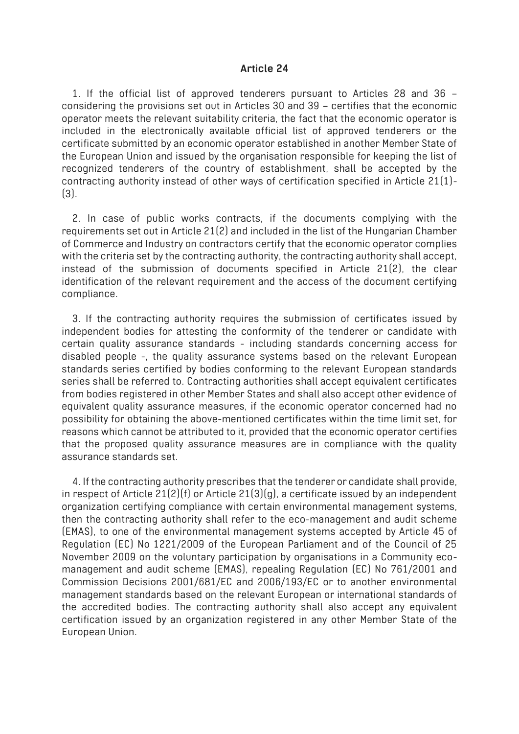### Article 24

1. If the official list of approved tenderers pursuant to Articles 28 and 36 – considering the provisions set out in Articles 30 and 39 – certifies that the economic operator meets the relevant suitability criteria, the fact that the economic operator is included in the electronically available official list of approved tenderers or the certificate submitted by an economic operator established in another Member State of the European Union and issued by the organisation responsible for keeping the list of recognized tenderers of the country of establishment, shall be accepted by the contracting authority instead of other ways of certification specified in Article 21(1)-(3).

2. In case of public works contracts, if the documents complying with the requirements set out in Article 21(2) and included in the list of the Hungarian Chamber of Commerce and Industry on contractors certify that the economic operator complies with the criteria set by the contracting authority, the contracting authority shall accept, instead of the submission of documents specified in Article 21(2), the clear identification of the relevant requirement and the access of the document certifying compliance.

3. If the contracting authority requires the submission of certificates issued by independent bodies for attesting the conformity of the tenderer or candidate with certain quality assurance standards - including standards concerning access for disabled people -, the quality assurance systems based on the relevant European standards series certified by bodies conforming to the relevant European standards series shall be referred to. Contracting authorities shall accept equivalent certificates from bodies registered in other Member States and shall also accept other evidence of equivalent quality assurance measures, if the economic operator concerned had no possibility for obtaining the above-mentioned certificates within the time limit set, for reasons which cannot be attributed to it, provided that the economic operator certifies that the proposed quality assurance measures are in compliance with the quality assurance standards set.

4. If the contracting authority prescribes that the tenderer or candidate shall provide, in respect of Article 21(2)(f) or Article 21(3)(g), a certificate issued by an independent organization certifying compliance with certain environmental management systems, then the contracting authority shall refer to the eco-management and audit scheme (EMAS), to one of the environmental management systems accepted by Article 45 of Regulation (EC) No 1221/2009 of the European Parliament and of the Council of 25 November 2009 on the voluntary participation by organisations in a Community eco-management and audit scheme (EMAS), repealing Regulation (EC) No 761/2001 and Commission Decisions 2001/681/EC and 2006/193/EC or to another environmental management standards based on the relevant European or international standards of the accredited bodies. The contracting authority shall also accept any equivalent certification issued by an organization registered in any other Member State of the European Union.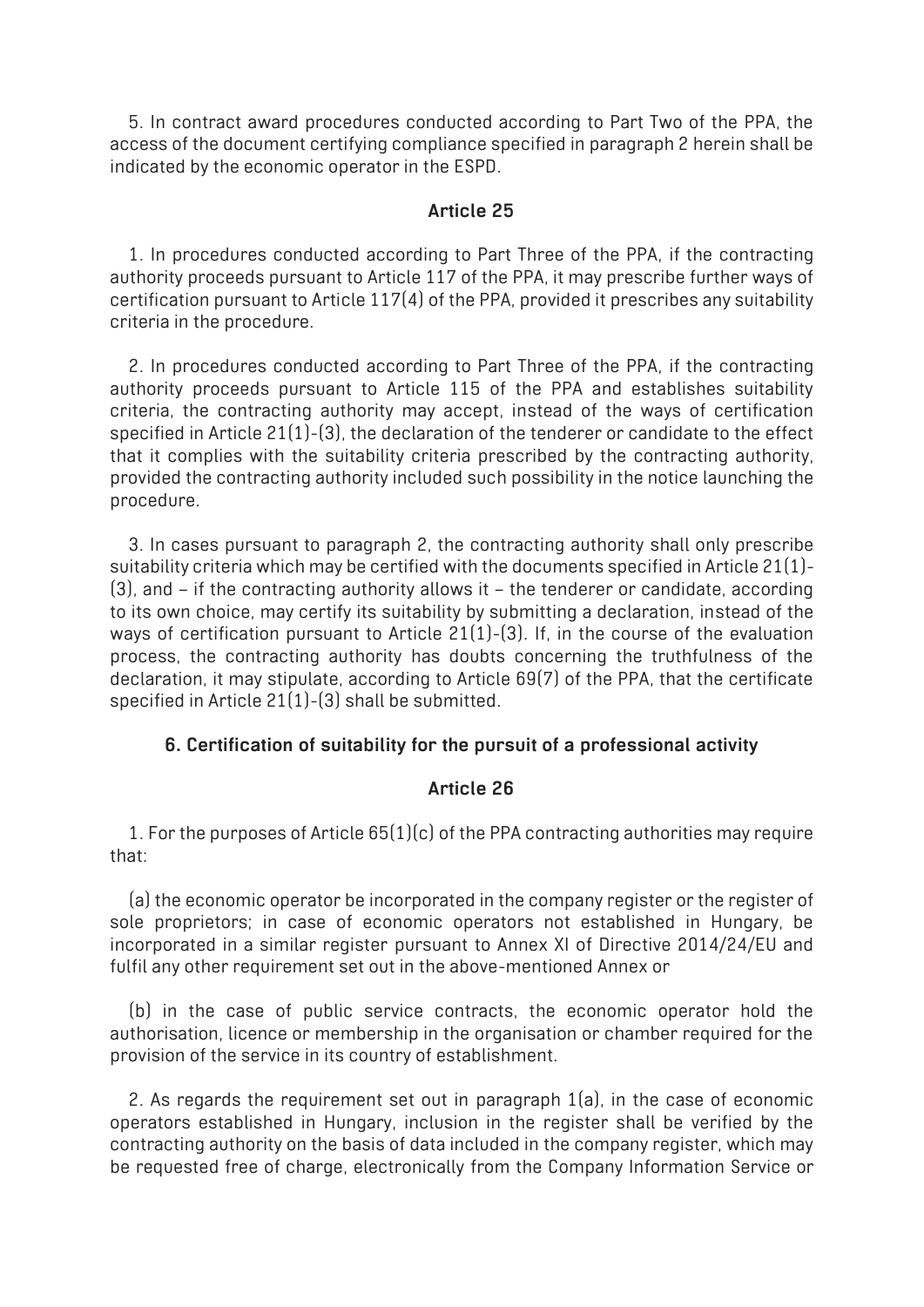5. In contract award procedures conducted according to Part Two of the PPA, the access of the document certifying compliance specified in paragraph 2 herein shall be indicated by the economic operator in the ESPD.

### Article 25

1. In procedures conducted according to Part Three of the PPA, if the contracting authority proceeds pursuant to Article 117 of the PPA, it may prescribe further ways of certification pursuant to Article 117(4) of the PPA, provided it prescribes any suitability criteria in the procedure.

2. In procedures conducted according to Part Three of the PPA, if the contracting authority proceeds pursuant to Article 115 of the PPA and establishes suitability criteria, the contracting authority may accept, instead of the ways of certification specified in Article 21(1)-(3), the declaration of the tenderer or candidate to the effect that it complies with the suitability criteria prescribed by the contracting authority, provided the contracting authority included such possibility in the notice launching the procedure.

3. In cases pursuant to paragraph 2, the contracting authority shall only prescribe suitability criteria which may be certified with the documents specified in Article 21(1)-(3), and – if the contracting authority allows it – the tenderer or candidate, according to its own choice, may certify its suitability by submitting a declaration, instead of the ways of certification pursuant to Article 21(1)-(3). If, in the course of the evaluation process, the contracting authority has doubts concerning the truthfulness of the declaration, it may stipulate, according to Article 69(7) of the PPA, that the certificate specified in Article 21(1)-(3) shall be submitted.

## 6. Certification of suitability for the pursuit of a professional activity

### Article 26

1. For the purposes of Article 65(1)(c) of the PPA contracting authorities may require that:

(a) the economic operator be incorporated in the company register or the register of sole proprietors; in case of economic operators not established in Hungary, be incorporated in a similar register pursuant to Annex XI of Directive 2014/24/EU and fulfil any other requirement set out in the above-mentioned Annex or

(b) in the case of public service contracts, the economic operator hold the authorisation, licence or membership in the organisation or chamber required for the provision of the service in its country of establishment.

2. As regards the requirement set out in paragraph 1(a), in the case of economic operators established in Hungary, inclusion in the register shall be verified by the contracting authority on the basis of data included in the company register, which may be requested free of charge, electronically from the Company Information Service or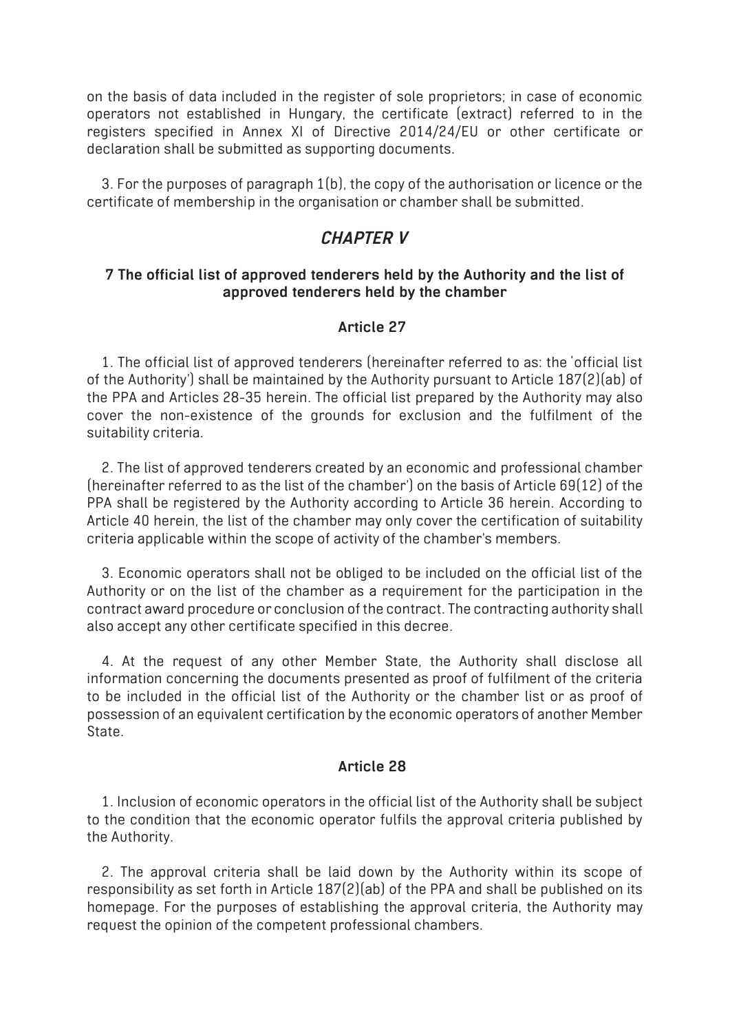on the basis of data included in the register of sole proprietors; in case of economic operators not established in Hungary, the certificate (extract) referred to in the registers specified in Annex XI of Directive 2014/24/EU or other certificate or declaration shall be submitted as supporting documents.

3. For the purposes of paragraph 1(b), the copy of the authorisation or licence or the certificate of membership in the organisation or chamber shall be submitted.

## *CHAPTER V*

### 7 The official list of approved tenderers held by the Authority and the list of approved tenderers held by the chamber

#### Article 27

1. The official list of approved tenderers (hereinafter referred to as: the 'official list of the Authority') shall be maintained by the Authority pursuant to Article 187(2)(ab) of the PPA and Articles 28-35 herein. The official list prepared by the Authority may also cover the non-existence of the grounds for exclusion and the fulfilment of the suitability criteria.

2. The list of approved tenderers created by an economic and professional chamber (hereinafter referred to as the list of the chamber') on the basis of Article 69(12) of the PPA shall be registered by the Authority according to Article 36 herein. According to Article 40 herein, the list of the chamber may only cover the certification of suitability criteria applicable within the scope of activity of the chamber's members.

3. Economic operators shall not be obliged to be included on the official list of the Authority or on the list of the chamber as a requirement for the participation in the contract award procedure or conclusion of the contract. The contracting authority shall also accept any other certificate specified in this decree.

4. At the request of any other Member State, the Authority shall disclose all information concerning the documents presented as proof of fulfilment of the criteria to be included in the official list of the Authority or the chamber list or as proof of possession of an equivalent certification by the economic operators of another Member State.

#### Article 28

1. Inclusion of economic operators in the official list of the Authority shall be subject to the condition that the economic operator fulfils the approval criteria published by the Authority.

2. The approval criteria shall be laid down by the Authority within its scope of responsibility as set forth in Article 187(2)(ab) of the PPA and shall be published on its homepage. For the purposes of establishing the approval criteria, the Authority may request the opinion of the competent professional chambers.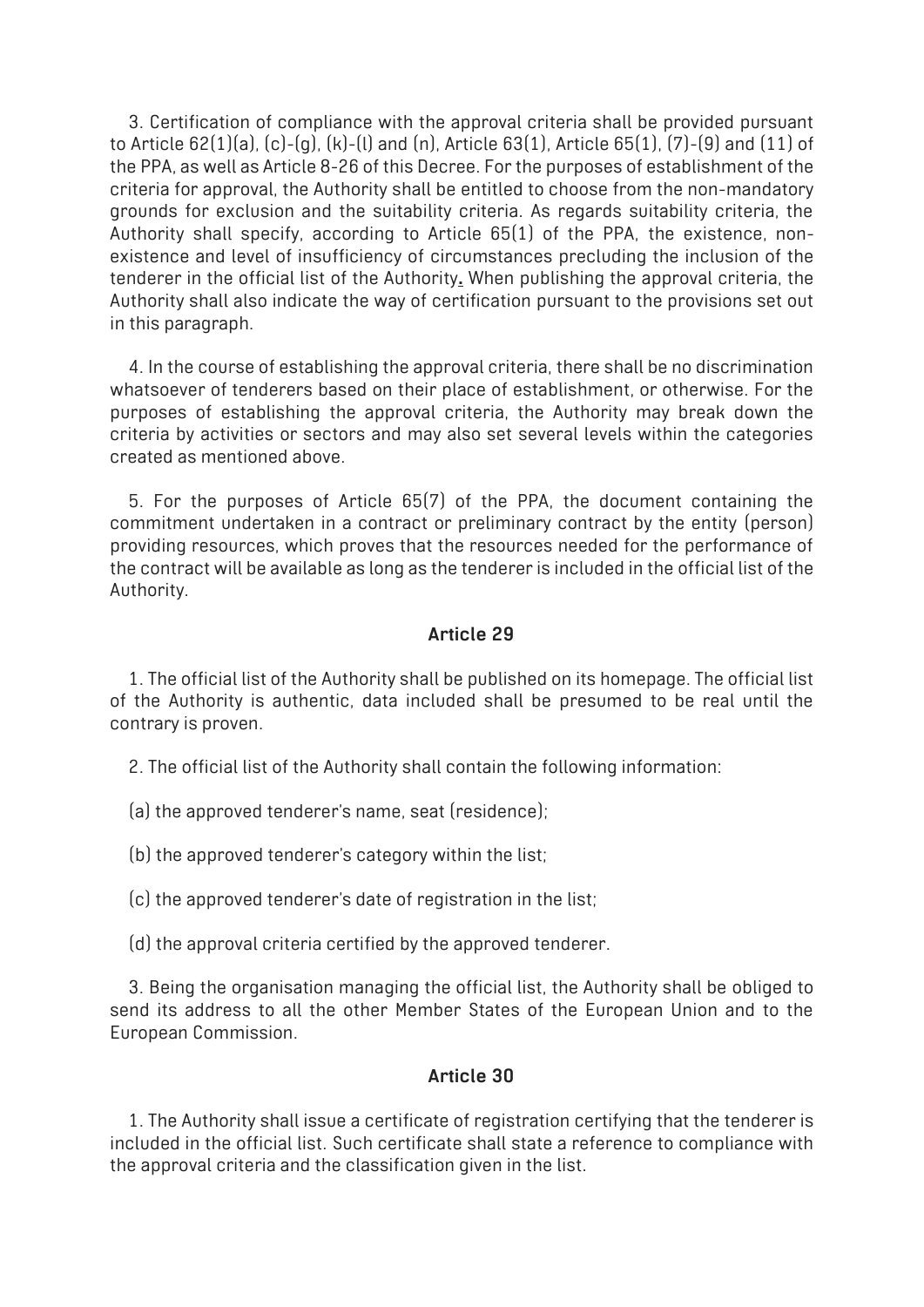3. Certification of compliance with the approval criteria shall be provided pursuant to Article 62(1)(a), (c)-(g), (k)-(l) and (n), Article 63(1), Article 65(1), (7)-(9) and (11) of the PPA, as well as Article 8-26 of this Decree. For the purposes of establishment of the criteria for approval, the Authority shall be entitled to choose from the non-mandatory grounds for exclusion and the suitability criteria. As regards suitability criteria, the Authority shall specify, according to Article 65(1) of the PPA, the existence, non-existence and level of insufficiency of circumstances precluding the inclusion of the tenderer in the official list of the Authority**.** When publishing the approval criteria, the Authority shall also indicate the way of certification pursuant to the provisions set out in this paragraph.

4. In the course of establishing the approval criteria, there shall be no discrimination whatsoever of tenderers based on their place of establishment, or otherwise. For the purposes of establishing the approval criteria, the Authority may break down the criteria by activities or sectors and may also set several levels within the categories created as mentioned above.

5. For the purposes of Article 65(7) of the PPA, the document containing the commitment undertaken in a contract or preliminary contract by the entity (person) providing resources, which proves that the resources needed for the performance of the contract will be available as long as the tenderer is included in the official list of the Authority.

**Article 29**

1. The official list of the Authority shall be published on its homepage. The official list of the Authority is authentic, data included shall be presumed to be real until the contrary is proven.

2. The official list of the Authority shall contain the following information:

(a) the approved tenderer's name, seat (residence);

(b) the approved tenderer's category within the list;

(c) the approved tenderer's date of registration in the list;

(d) the approval criteria certified by the approved tenderer.

3. Being the organisation managing the official list, the Authority shall be obliged to send its address to all the other Member States of the European Union and to the European Commission.

**Article 30**

1. The Authority shall issue a certificate of registration certifying that the tenderer is included in the official list. Such certificate shall state a reference to compliance with the approval criteria and the classification given in the list.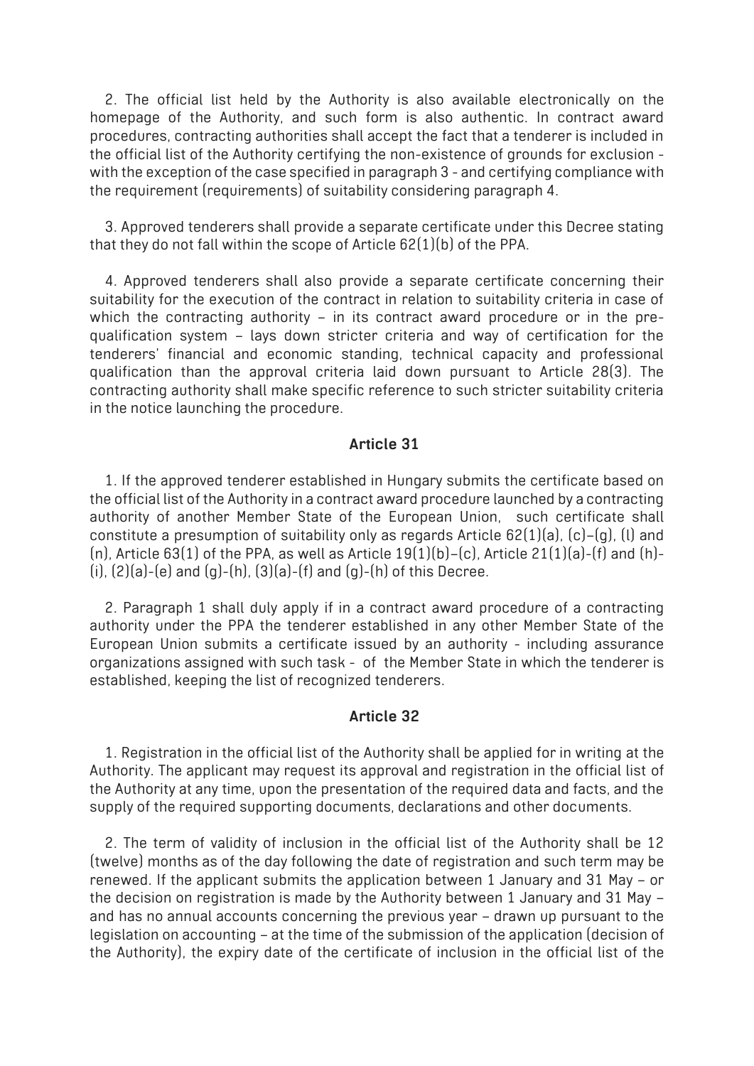2. The official list held by the Authority is also available electronically on the homepage of the Authority, and such form is also authentic. In contract award procedures, contracting authorities shall accept the fact that a tenderer is included in the official list of the Authority certifying the non-existence of grounds for exclusion - with the exception of the case specified in paragraph 3 - and certifying compliance with the requirement (requirements) of suitability considering paragraph 4.

3. Approved tenderers shall provide a separate certificate under this Decree stating that they do not fall within the scope of Article 62(1)(b) of the PPA.

4. Approved tenderers shall also provide a separate certificate concerning their suitability for the execution of the contract in relation to suitability criteria in case of which the contracting authority – in its contract award procedure or in the pre-qualification system – lays down stricter criteria and way of certification for the tenderers' financial and economic standing, technical capacity and professional qualification than the approval criteria laid down pursuant to Article 28(3). The contracting authority shall make specific reference to such stricter suitability criteria in the notice launching the procedure.

### Article 31

1. If the approved tenderer established in Hungary submits the certificate based on the official list of the Authority in a contract award procedure launched by a contracting authority of another Member State of the European Union, such certificate shall constitute a presumption of suitability only as regards Article 62(1)(a), (c)–(g), (l) and (n), Article 63(1) of the PPA, as well as Article 19(1)(b)–(c), Article 21(1)(a)-(f) and (h)-(i), (2)(a)-(e) and (g)-(h), (3)(a)-(f) and (g)-(h) of this Decree.

2. Paragraph 1 shall duly apply if in a contract award procedure of a contracting authority under the PPA the tenderer established in any other Member State of the European Union submits a certificate issued by an authority - including assurance organizations assigned with such task - of the Member State in which the tenderer is established, keeping the list of recognized tenderers.

### Article 32

1. Registration in the official list of the Authority shall be applied for in writing at the Authority. The applicant may request its approval and registration in the official list of the Authority at any time, upon the presentation of the required data and facts, and the supply of the required supporting documents, declarations and other documents.

2. The term of validity of inclusion in the official list of the Authority shall be 12 (twelve) months as of the day following the date of registration and such term may be renewed. If the applicant submits the application between 1 January and 31 May – or the decision on registration is made by the Authority between 1 January and 31 May – and has no annual accounts concerning the previous year – drawn up pursuant to the legislation on accounting – at the time of the submission of the application (decision of the Authority), the expiry date of the certificate of inclusion in the official list of the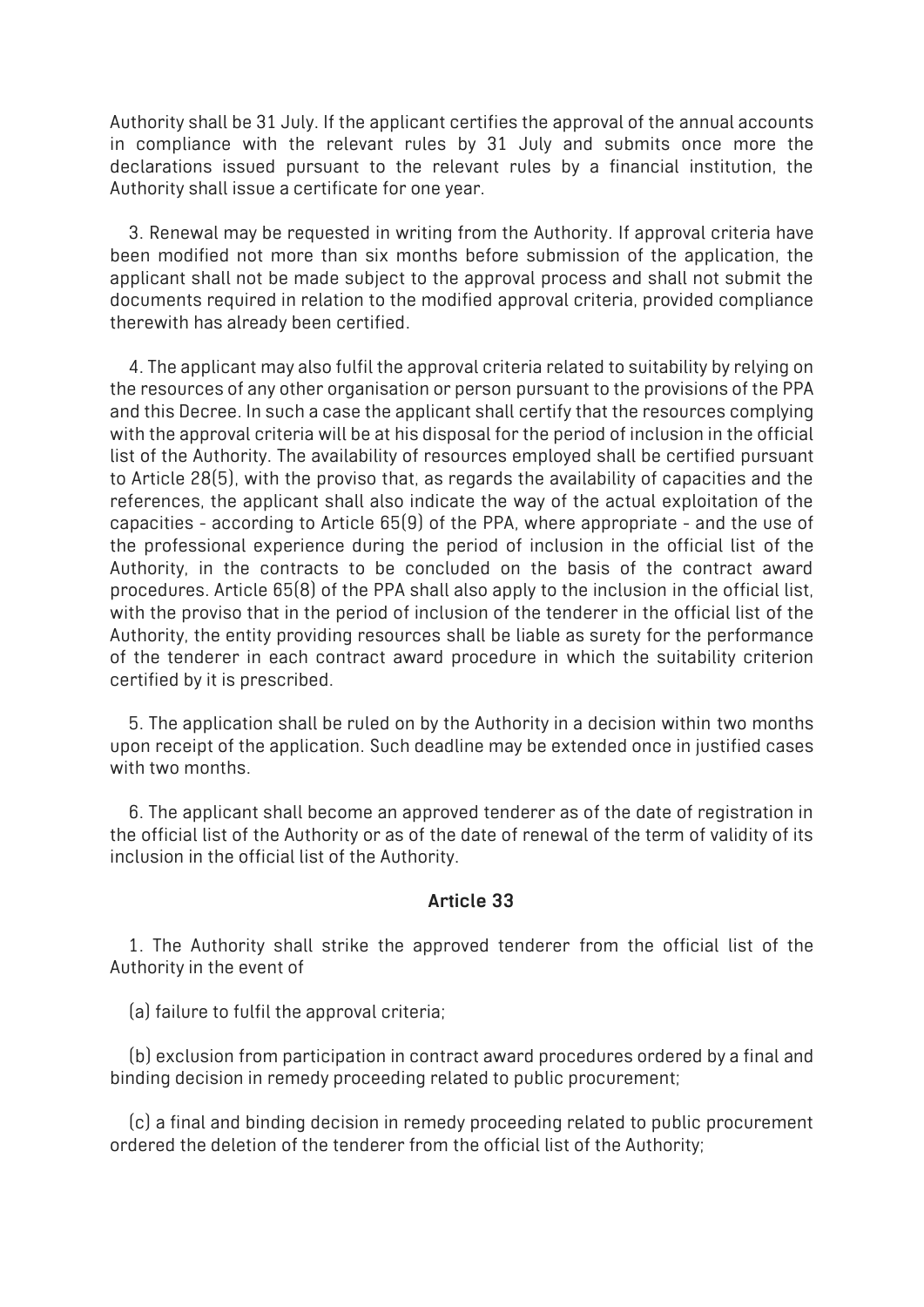Authority shall be 31 July. If the applicant certifies the approval of the annual accounts in compliance with the relevant rules by 31 July and submits once more the declarations issued pursuant to the relevant rules by a financial institution, the Authority shall issue a certificate for one year.

3. Renewal may be requested in writing from the Authority. If approval criteria have been modified not more than six months before submission of the application, the applicant shall not be made subject to the approval process and shall not submit the documents required in relation to the modified approval criteria, provided compliance therewith has already been certified.

4. The applicant may also fulfil the approval criteria related to suitability by relying on the resources of any other organisation or person pursuant to the provisions of the PPA and this Decree. In such a case the applicant shall certify that the resources complying with the approval criteria will be at his disposal for the period of inclusion in the official list of the Authority. The availability of resources employed shall be certified pursuant to Article 28(5), with the proviso that, as regards the availability of capacities and the references, the applicant shall also indicate the way of the actual exploitation of the capacities - according to Article 65(9) of the PPA, where appropriate - and the use of the professional experience during the period of inclusion in the official list of the Authority, in the contracts to be concluded on the basis of the contract award procedures. Article 65(8) of the PPA shall also apply to the inclusion in the official list, with the proviso that in the period of inclusion of the tenderer in the official list of the Authority, the entity providing resources shall be liable as surety for the performance of the tenderer in each contract award procedure in which the suitability criterion certified by it is prescribed.

5. The application shall be ruled on by the Authority in a decision within two months upon receipt of the application. Such deadline may be extended once in justified cases with two months.

6. The applicant shall become an approved tenderer as of the date of registration in the official list of the Authority or as of the date of renewal of the term of validity of its inclusion in the official list of the Authority.

#### Article 33

1. The Authority shall strike the approved tenderer from the official list of the Authority in the event of

(a) failure to fulfil the approval criteria;

(b) exclusion from participation in contract award procedures ordered by a final and binding decision in remedy proceeding related to public procurement;

(c) a final and binding decision in remedy proceeding related to public procurement ordered the deletion of the tenderer from the official list of the Authority;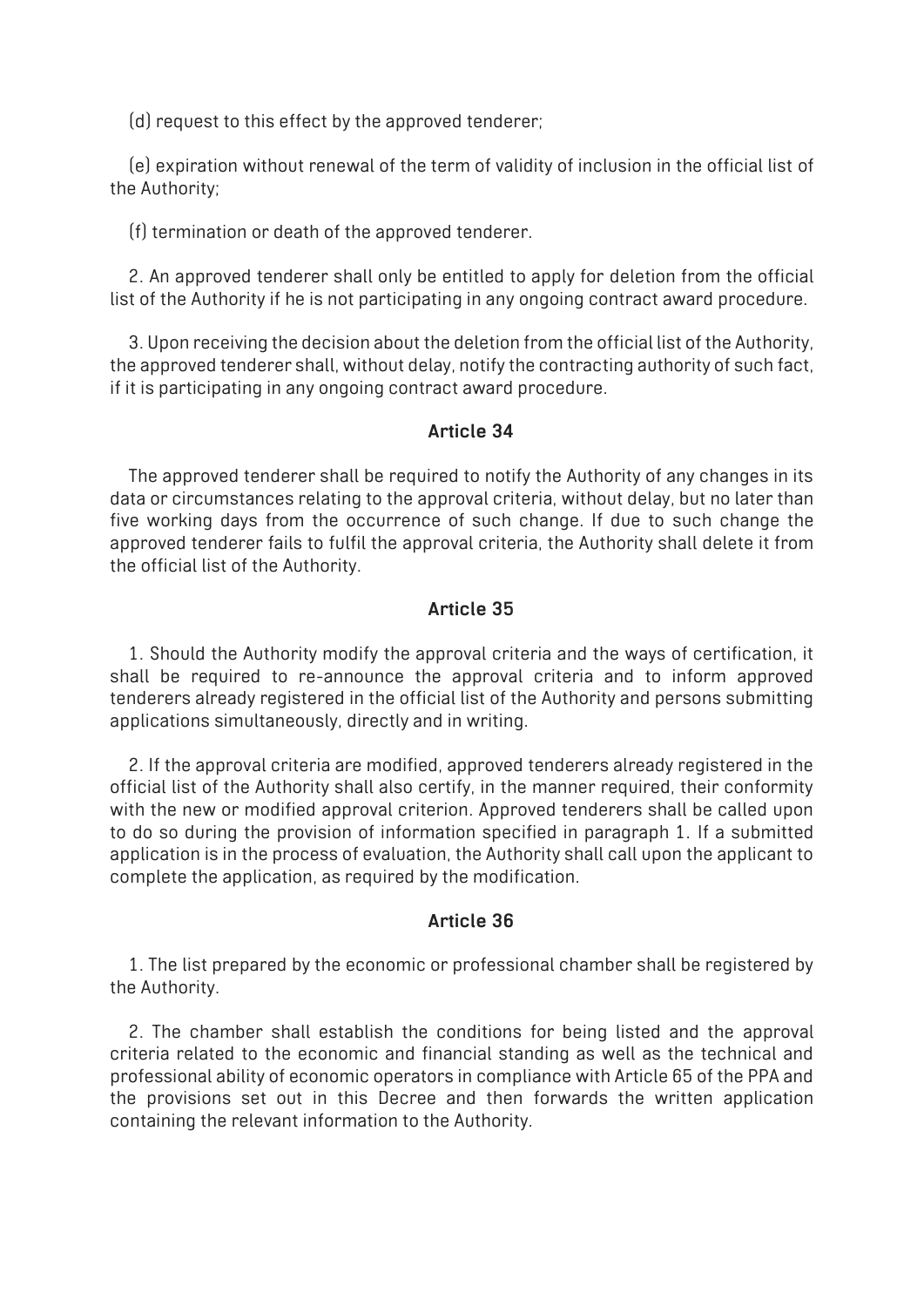(d) request to this effect by the approved tenderer;

(e) expiration without renewal of the term of validity of inclusion in the official list of the Authority;

(f) termination or death of the approved tenderer.

2. An approved tenderer shall only be entitled to apply for deletion from the official list of the Authority if he is not participating in any ongoing contract award procedure.

3. Upon receiving the decision about the deletion from the official list of the Authority, the approved tenderer shall, without delay, notify the contracting authority of such fact, if it is participating in any ongoing contract award procedure.

## Article 34

The approved tenderer shall be required to notify the Authority of any changes in its data or circumstances relating to the approval criteria, without delay, but no later than five working days from the occurrence of such change. If due to such change the approved tenderer fails to fulfil the approval criteria, the Authority shall delete it from the official list of the Authority.

## Article 35

1. Should the Authority modify the approval criteria and the ways of certification, it shall be required to re-announce the approval criteria and to inform approved tenderers already registered in the official list of the Authority and persons submitting applications simultaneously, directly and in writing.

2. If the approval criteria are modified, approved tenderers already registered in the official list of the Authority shall also certify, in the manner required, their conformity with the new or modified approval criterion. Approved tenderers shall be called upon to do so during the provision of information specified in paragraph 1. If a submitted application is in the process of evaluation, the Authority shall call upon the applicant to complete the application, as required by the modification.

## Article 36

1. The list prepared by the economic or professional chamber shall be registered by the Authority.

2. The chamber shall establish the conditions for being listed and the approval criteria related to the economic and financial standing as well as the technical and professional ability of economic operators in compliance with Article 65 of the PPA and the provisions set out in this Decree and then forwards the written application containing the relevant information to the Authority.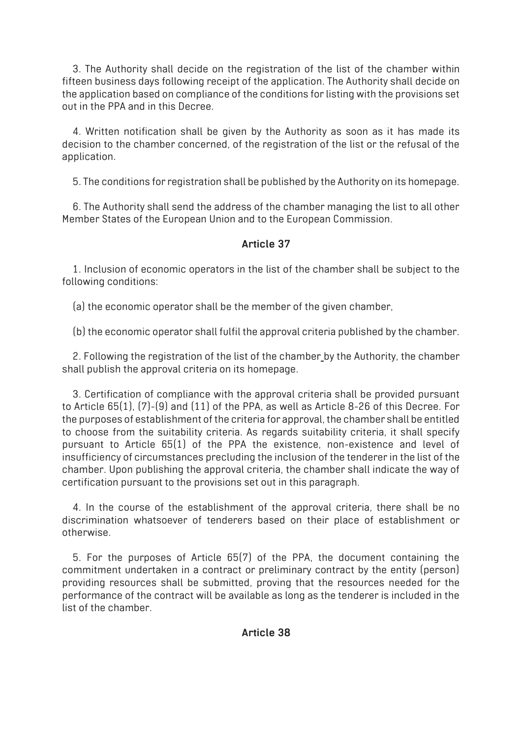3. The Authority shall decide on the registration of the list of the chamber within fifteen business days following receipt of the application. The Authority shall decide on the application based on compliance of the conditions for listing with the provisions set out in the PPA and in this Decree.

4. Written notification shall be given by the Authority as soon as it has made its decision to the chamber concerned, of the registration of the list or the refusal of the application.

5. The conditions for registration shall be published by the Authority on its homepage.

6. The Authority shall send the address of the chamber managing the list to all other Member States of the European Union and to the European Commission.

## Article 37

1. Inclusion of economic operators in the list of the chamber shall be subject to the following conditions:

(a) the economic operator shall be the member of the given chamber,

(b) the economic operator shall fulfil the approval criteria published by the chamber.

2. Following the registration of the list of the chamber by the Authority, the chamber shall publish the approval criteria on its homepage.

3. Certification of compliance with the approval criteria shall be provided pursuant to Article 65(1), (7)-(9) and (11) of the PPA, as well as Article 8-26 of this Decree. For the purposes of establishment of the criteria for approval, the chamber shall be entitled to choose from the suitability criteria. As regards suitability criteria, it shall specify pursuant to Article 65(1) of the PPA the existence, non-existence and level of insufficiency of circumstances precluding the inclusion of the tenderer in the list of the chamber. Upon publishing the approval criteria, the chamber shall indicate the way of certification pursuant to the provisions set out in this paragraph.

4. In the course of the establishment of the approval criteria, there shall be no discrimination whatsoever of tenderers based on their place of establishment or otherwise.

5. For the purposes of Article 65(7) of the PPA, the document containing the commitment undertaken in a contract or preliminary contract by the entity (person) providing resources shall be submitted, proving that the resources needed for the performance of the contract will be available as long as the tenderer is included in the list of the chamber.

## Article 38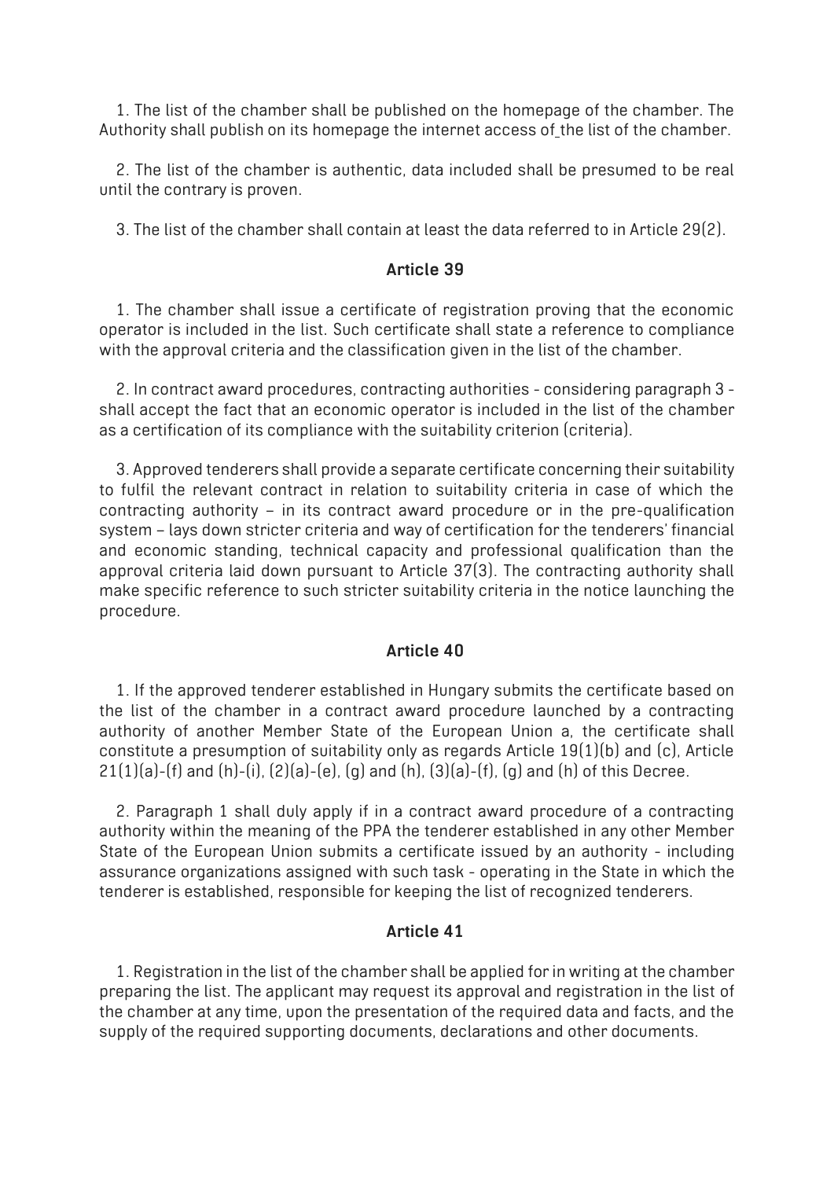1. The list of the chamber shall be published on the homepage of the chamber. The Authority shall publish on its homepage the internet access of the list of the chamber.

2. The list of the chamber is authentic, data included shall be presumed to be real until the contrary is proven.

3. The list of the chamber shall contain at least the data referred to in Article 29(2).

### Article 39

1. The chamber shall issue a certificate of registration proving that the economic operator is included in the list. Such certificate shall state a reference to compliance with the approval criteria and the classification given in the list of the chamber.

2. In contract award procedures, contracting authorities - considering paragraph 3 - shall accept the fact that an economic operator is included in the list of the chamber as a certification of its compliance with the suitability criterion (criteria).

3. Approved tenderers shall provide a separate certificate concerning their suitability to fulfil the relevant contract in relation to suitability criteria in case of which the contracting authority – in its contract award procedure or in the pre-qualification system – lays down stricter criteria and way of certification for the tenderers' financial and economic standing, technical capacity and professional qualification than the approval criteria laid down pursuant to Article 37(3). The contracting authority shall make specific reference to such stricter suitability criteria in the notice launching the procedure.

### Article 40

1. If the approved tenderer established in Hungary submits the certificate based on the list of the chamber in a contract award procedure launched by a contracting authority of another Member State of the European Union a, the certificate shall constitute a presumption of suitability only as regards Article 19(1)(b) and (c), Article 21(1)(a)-(f) and (h)-(i), (2)(a)-(e), (g) and (h), (3)(a)-(f), (g) and (h) of this Decree.

2. Paragraph 1 shall duly apply if in a contract award procedure of a contracting authority within the meaning of the PPA the tenderer established in any other Member State of the European Union submits a certificate issued by an authority - including assurance organizations assigned with such task - operating in the State in which the tenderer is established, responsible for keeping the list of recognized tenderers.

### Article 41

1. Registration in the list of the chamber shall be applied for in writing at the chamber preparing the list. The applicant may request its approval and registration in the list of the chamber at any time, upon the presentation of the required data and facts, and the supply of the required supporting documents, declarations and other documents.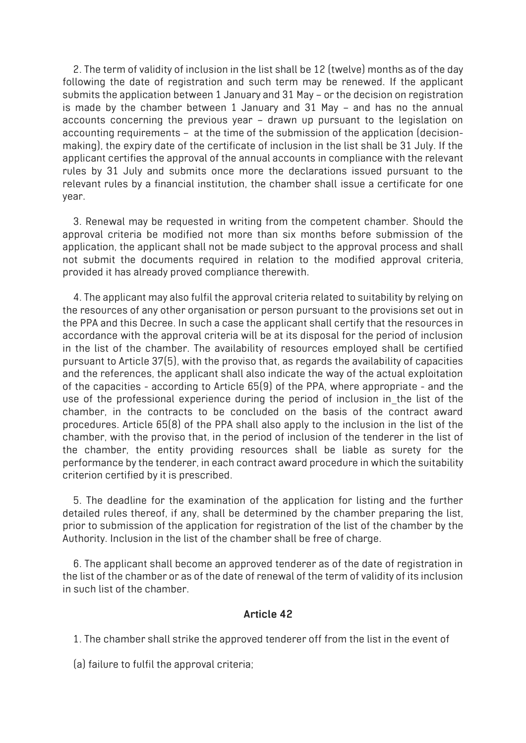2. The term of validity of inclusion in the list shall be 12 (twelve) months as of the day following the date of registration and such term may be renewed. If the applicant submits the application between 1 January and 31 May – or the decision on registration is made by the chamber between 1 January and 31 May – and has no the annual accounts concerning the previous year – drawn up pursuant to the legislation on accounting requirements – at the time of the submission of the application (decision-making), the expiry date of the certificate of inclusion in the list shall be 31 July. If the applicant certifies the approval of the annual accounts in compliance with the relevant rules by 31 July and submits once more the declarations issued pursuant to the relevant rules by a financial institution, the chamber shall issue a certificate for one year.

3. Renewal may be requested in writing from the competent chamber. Should the approval criteria be modified not more than six months before submission of the application, the applicant shall not be made subject to the approval process and shall not submit the documents required in relation to the modified approval criteria, provided it has already proved compliance therewith.

4. The applicant may also fulfil the approval criteria related to suitability by relying on the resources of any other organisation or person pursuant to the provisions set out in the PPA and this Decree. In such a case the applicant shall certify that the resources in accordance with the approval criteria will be at its disposal for the period of inclusion in the list of the chamber. The availability of resources employed shall be certified pursuant to Article 37(5), with the proviso that, as regards the availability of capacities and the references, the applicant shall also indicate the way of the actual exploitation of the capacities - according to Article 65(9) of the PPA, where appropriate - and the use of the professional experience during the period of inclusion in_the list of the chamber, in the contracts to be concluded on the basis of the contract award procedures. Article 65(8) of the PPA shall also apply to the inclusion in the list of the chamber, with the proviso that, in the period of inclusion of the tenderer in the list of the chamber, the entity providing resources shall be liable as surety for the performance by the tenderer, in each contract award procedure in which the suitability criterion certified by it is prescribed.

5. The deadline for the examination of the application for listing and the further detailed rules thereof, if any, shall be determined by the chamber preparing the list, prior to submission of the application for registration of the list of the chamber by the Authority. Inclusion in the list of the chamber shall be free of charge.

6. The applicant shall become an approved tenderer as of the date of registration in the list of the chamber or as of the date of renewal of the term of validity of its inclusion in such list of the chamber.

### Article 42

1. The chamber shall strike the approved tenderer off from the list in the event of

(a) failure to fulfil the approval criteria;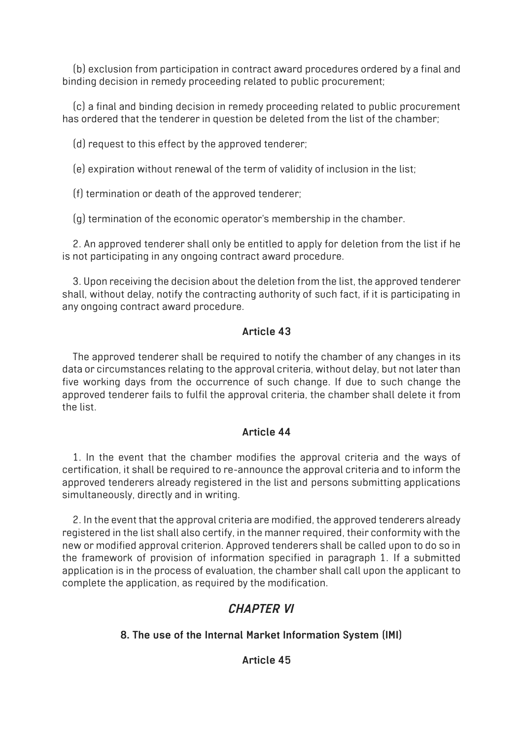(b) exclusion from participation in contract award procedures ordered by a final and binding decision in remedy proceeding related to public procurement;

(c) a final and binding decision in remedy proceeding related to public procurement has ordered that the tenderer in question be deleted from the list of the chamber;

(d) request to this effect by the approved tenderer;

(e) expiration without renewal of the term of validity of inclusion in the list;

(f) termination or death of the approved tenderer;

(g) termination of the economic operator's membership in the chamber.

2. An approved tenderer shall only be entitled to apply for deletion from the list if he is not participating in any ongoing contract award procedure.

3. Upon receiving the decision about the deletion from the list, the approved tenderer shall, without delay, notify the contracting authority of such fact, if it is participating in any ongoing contract award procedure.

#### Article 43

The approved tenderer shall be required to notify the chamber of any changes in its data or circumstances relating to the approval criteria, without delay, but not later than five working days from the occurrence of such change. If due to such change the approved tenderer fails to fulfil the approval criteria, the chamber shall delete it from the list.

#### Article 44

1. In the event that the chamber modifies the approval criteria and the ways of certification, it shall be required to re-announce the approval criteria and to inform the approved tenderers already registered in the list and persons submitting applications simultaneously, directly and in writing.

2. In the event that the approval criteria are modified, the approved tenderers already registered in the list shall also certify, in the manner required, their conformity with the new or modified approval criterion. Approved tenderers shall be called upon to do so in the framework of provision of information specified in paragraph 1. If a submitted application is in the process of evaluation, the chamber shall call upon the applicant to complete the application, as required by the modification.

## *CHAPTER VI*

### 8. The use of the Internal Market Information System (IMI)

#### Article 45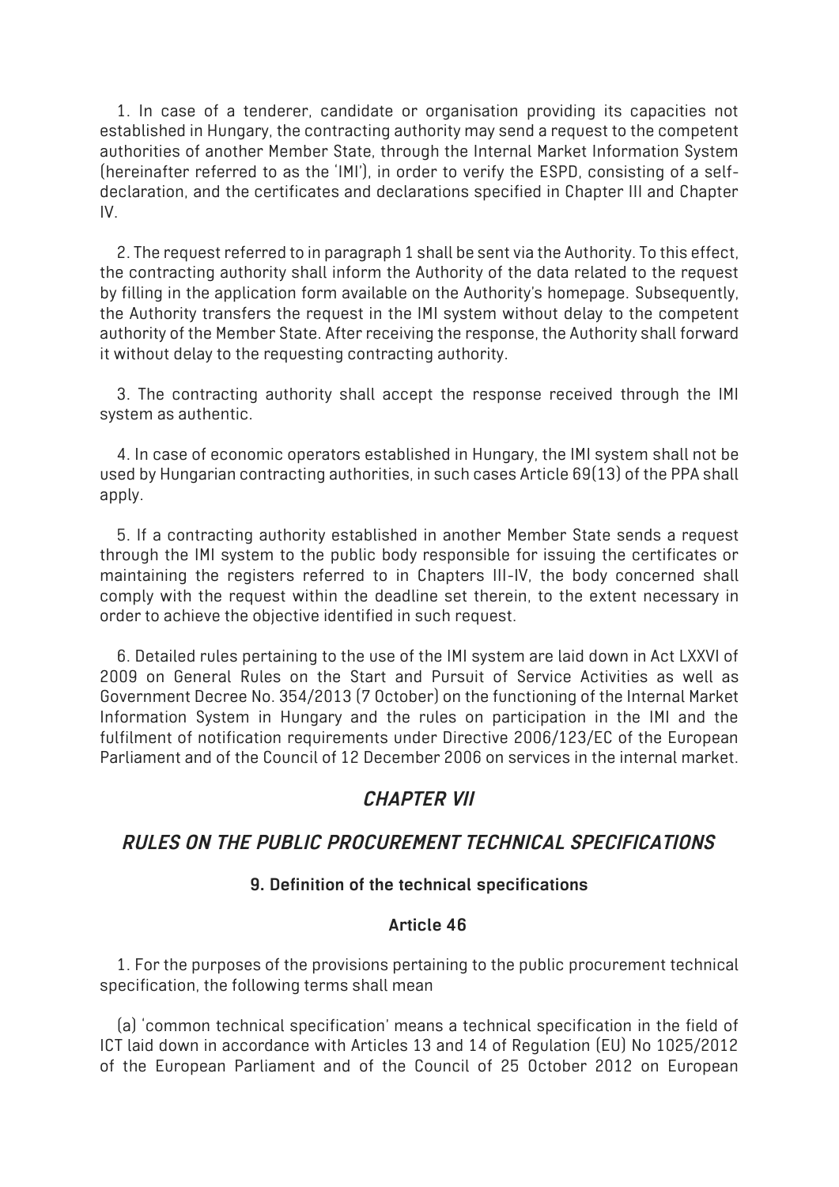1. In case of a tenderer, candidate or organisation providing its capacities not established in Hungary, the contracting authority may send a request to the competent authorities of another Member State, through the Internal Market Information System (hereinafter referred to as the 'IMI'), in order to verify the ESPD, consisting of a self-declaration, and the certificates and declarations specified in Chapter III and Chapter IV.

2. The request referred to in paragraph 1 shall be sent via the Authority. To this effect, the contracting authority shall inform the Authority of the data related to the request by filling in the application form available on the Authority's homepage. Subsequently, the Authority transfers the request in the IMI system without delay to the competent authority of the Member State. After receiving the response, the Authority shall forward it without delay to the requesting contracting authority.

3. The contracting authority shall accept the response received through the IMI system as authentic.

4. In case of economic operators established in Hungary, the IMI system shall not be used by Hungarian contracting authorities, in such cases Article 69(13) of the PPA shall apply.

5. If a contracting authority established in another Member State sends a request through the IMI system to the public body responsible for issuing the certificates or maintaining the registers referred to in Chapters III-IV, the body concerned shall comply with the request within the deadline set therein, to the extent necessary in order to achieve the objective identified in such request.

6. Detailed rules pertaining to the use of the IMI system are laid down in Act LXXVI of 2009 on General Rules on the Start and Pursuit of Service Activities as well as Government Decree No. 354/2013 (7 October) on the functioning of the Internal Market Information System in Hungary and the rules on participation in the IMI and the fulfilment of notification requirements under Directive 2006/123/EC of the European Parliament and of the Council of 12 December 2006 on services in the internal market.

## *CHAPTER VII*

## *RULES ON THE PUBLIC PROCUREMENT TECHNICAL SPECIFICATIONS*

### 9. Definition of the technical specifications

### Article 46

1. For the purposes of the provisions pertaining to the public procurement technical specification, the following terms shall mean

(a) 'common technical specification' means a technical specification in the field of ICT laid down in accordance with Articles 13 and 14 of Regulation (EU) No 1025/2012 of the European Parliament and of the Council of 25 October 2012 on European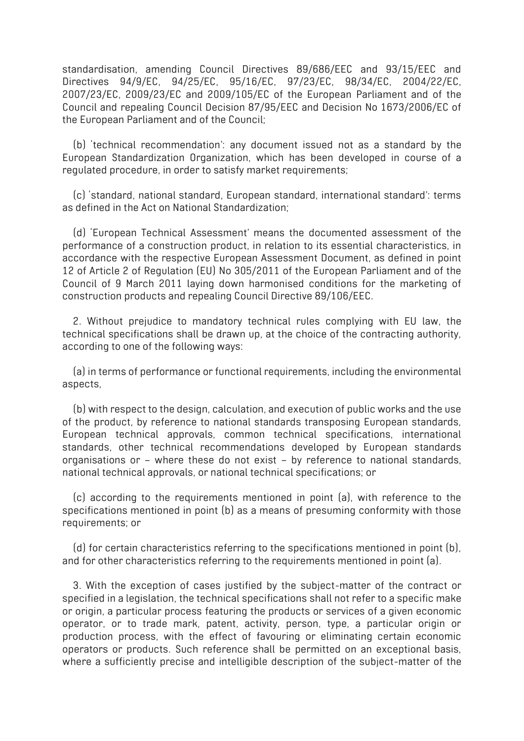standardisation, amending Council Directives 89/686/EEC and 93/15/EEC and Directives 94/9/EC, 94/25/EC, 95/16/EC, 97/23/EC, 98/34/EC, 2004/22/EC, 2007/23/EC, 2009/23/EC and 2009/105/EC of the European Parliament and of the Council and repealing Council Decision 87/95/EEC and Decision No 1673/2006/EC of the European Parliament and of the Council;

(b) 'technical recommendation': any document issued not as a standard by the European Standardization Organization, which has been developed in course of a regulated procedure, in order to satisfy market requirements;

(c) 'standard, national standard, European standard, international standard': terms as defined in the Act on National Standardization;

(d) 'European Technical Assessment' means the documented assessment of the performance of a construction product, in relation to its essential characteristics, in accordance with the respective European Assessment Document, as defined in point 12 of Article 2 of Regulation (EU) No 305/2011 of the European Parliament and of the Council of 9 March 2011 laying down harmonised conditions for the marketing of construction products and repealing Council Directive 89/106/EEC.

2. Without prejudice to mandatory technical rules complying with EU law, the technical specifications shall be drawn up, at the choice of the contracting authority, according to one of the following ways:

(a) in terms of performance or functional requirements, including the environmental aspects,

(b) with respect to the design, calculation, and execution of public works and the use of the product, by reference to national standards transposing European standards, European technical approvals, common technical specifications, international standards, other technical recommendations developed by European standards organisations or – where these do not exist – by reference to national standards, national technical approvals, or national technical specifications; or

(c) according to the requirements mentioned in point (a), with reference to the specifications mentioned in point (b) as a means of presuming conformity with those requirements; or

(d) for certain characteristics referring to the specifications mentioned in point (b), and for other characteristics referring to the requirements mentioned in point (a).

3. With the exception of cases justified by the subject-matter of the contract or specified in a legislation, the technical specifications shall not refer to a specific make or origin, a particular process featuring the products or services of a given economic operator, or to trade mark, patent, activity, person, type, a particular origin or production process, with the effect of favouring or eliminating certain economic operators or products. Such reference shall be permitted on an exceptional basis, where a sufficiently precise and intelligible description of the subject-matter of the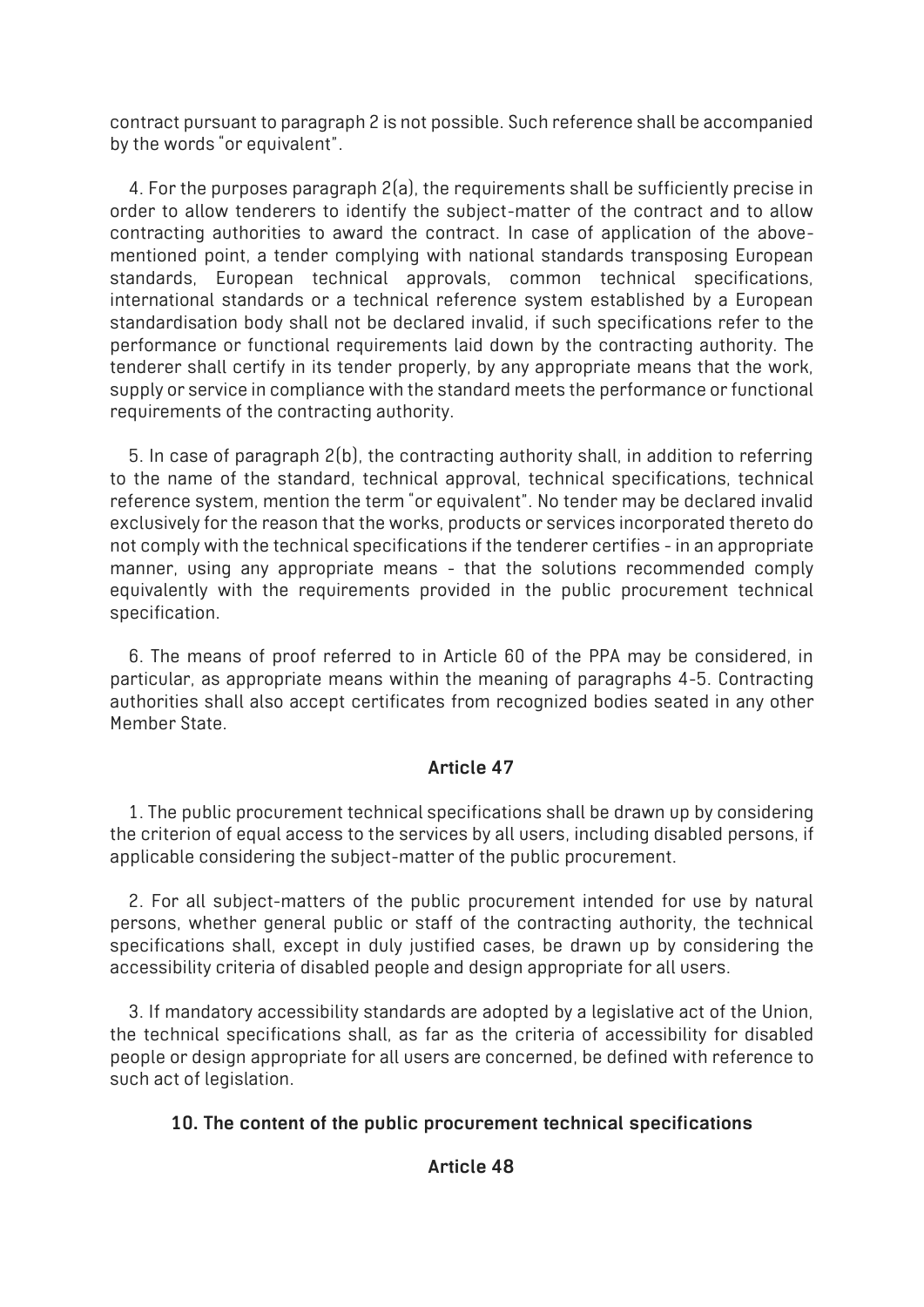contract pursuant to paragraph 2 is not possible. Such reference shall be accompanied by the words "or equivalent".

4. For the purposes paragraph 2(a), the requirements shall be sufficiently precise in order to allow tenderers to identify the subject-matter of the contract and to allow contracting authorities to award the contract. In case of application of the above-mentioned point, a tender complying with national standards transposing European standards, European technical approvals, common technical specifications, international standards or a technical reference system established by a European standardisation body shall not be declared invalid, if such specifications refer to the performance or functional requirements laid down by the contracting authority. The tenderer shall certify in its tender properly, by any appropriate means that the work, supply or service in compliance with the standard meets the performance or functional requirements of the contracting authority.

5. In case of paragraph 2(b), the contracting authority shall, in addition to referring to the name of the standard, technical approval, technical specifications, technical reference system, mention the term "or equivalent". No tender may be declared invalid exclusively for the reason that the works, products or services incorporated thereto do not comply with the technical specifications if the tenderer certifies - in an appropriate manner, using any appropriate means - that the solutions recommended comply equivalently with the requirements provided in the public procurement technical specification.

6. The means of proof referred to in Article 60 of the PPA may be considered, in particular, as appropriate means within the meaning of paragraphs 4-5. Contracting authorities shall also accept certificates from recognized bodies seated in any other Member State.

### Article 47

1. The public procurement technical specifications shall be drawn up by considering the criterion of equal access to the services by all users, including disabled persons, if applicable considering the subject-matter of the public procurement.

2. For all subject-matters of the public procurement intended for use by natural persons, whether general public or staff of the contracting authority, the technical specifications shall, except in duly justified cases, be drawn up by considering the accessibility criteria of disabled people and design appropriate for all users.

3. If mandatory accessibility standards are adopted by a legislative act of the Union, the technical specifications shall, as far as the criteria of accessibility for disabled people or design appropriate for all users are concerned, be defined with reference to such act of legislation.

## 10. The content of the public procurement technical specifications

### Article 48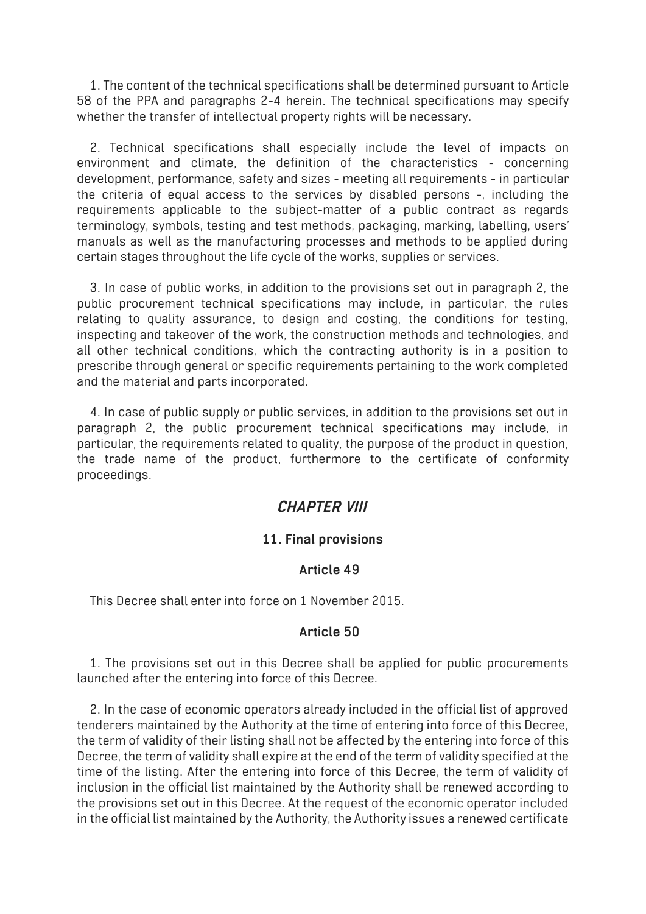1. The content of the technical specifications shall be determined pursuant to Article 58 of the PPA and paragraphs 2-4 herein. The technical specifications may specify whether the transfer of intellectual property rights will be necessary.

2. Technical specifications shall especially include the level of impacts on environment and climate, the definition of the characteristics - concerning development, performance, safety and sizes - meeting all requirements - in particular the criteria of equal access to the services by disabled persons -, including the requirements applicable to the subject-matter of a public contract as regards terminology, symbols, testing and test methods, packaging, marking, labelling, users' manuals as well as the manufacturing processes and methods to be applied during certain stages throughout the life cycle of the works, supplies or services.

3. In case of public works, in addition to the provisions set out in paragraph 2, the public procurement technical specifications may include, in particular, the rules relating to quality assurance, to design and costing, the conditions for testing, inspecting and takeover of the work, the construction methods and technologies, and all other technical conditions, which the contracting authority is in a position to prescribe through general or specific requirements pertaining to the work completed and the material and parts incorporated.

4. In case of public supply or public services, in addition to the provisions set out in paragraph 2, the public procurement technical specifications may include, in particular, the requirements related to quality, the purpose of the product in question, the trade name of the product, furthermore to the certificate of conformity proceedings.

## *CHAPTER VIII*

### 11. Final provisions

#### Article 49

This Decree shall enter into force on 1 November 2015.

#### Article 50

1. The provisions set out in this Decree shall be applied for public procurements launched after the entering into force of this Decree.

2. In the case of economic operators already included in the official list of approved tenderers maintained by the Authority at the time of entering into force of this Decree, the term of validity of their listing shall not be affected by the entering into force of this Decree, the term of validity shall expire at the end of the term of validity specified at the time of the listing. After the entering into force of this Decree, the term of validity of inclusion in the official list maintained by the Authority shall be renewed according to the provisions set out in this Decree. At the request of the economic operator included in the official list maintained by the Authority, the Authority issues a renewed certificate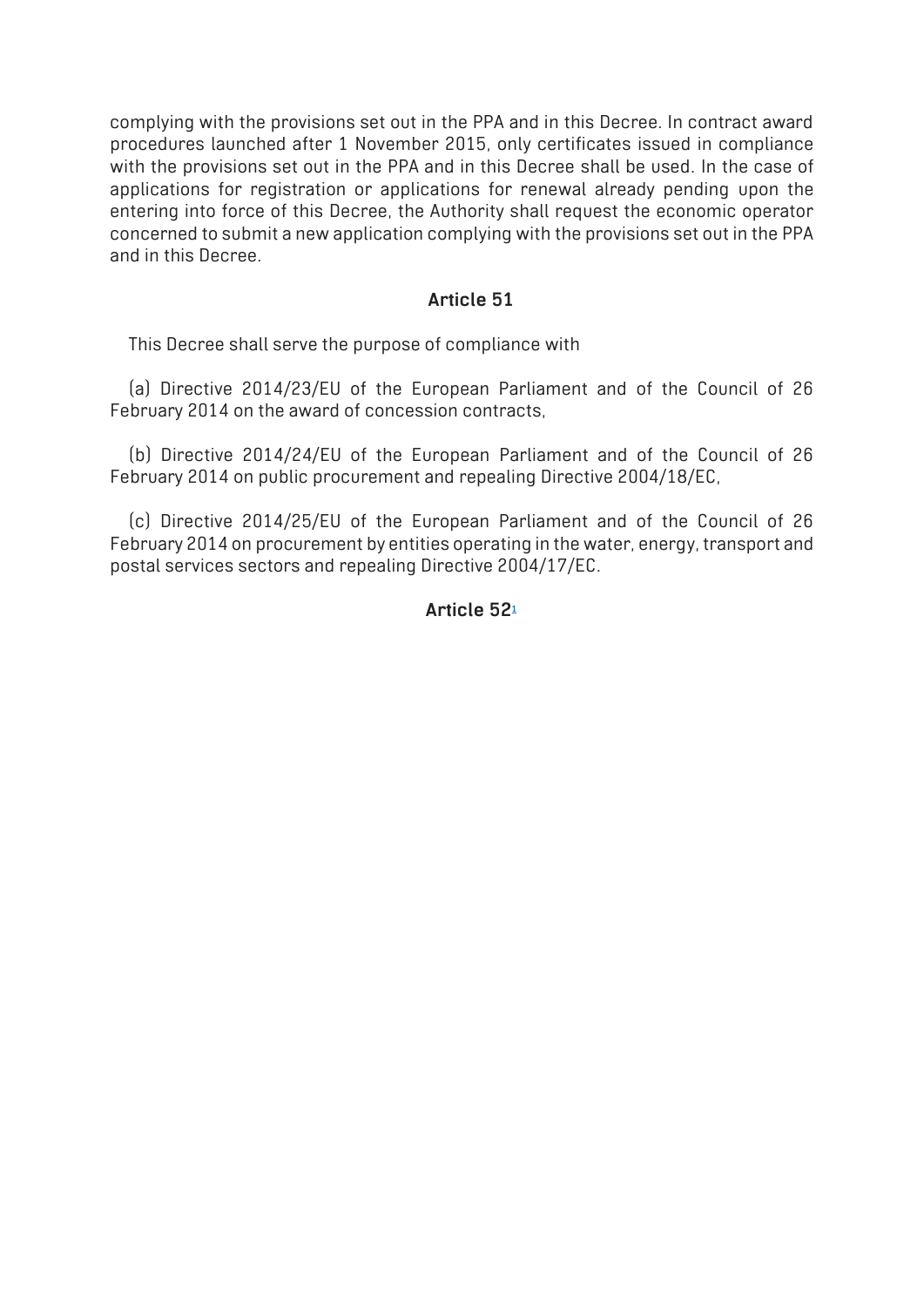complying with the provisions set out in the PPA and in this Decree. In contract award procedures launched after 1 November 2015, only certificates issued in compliance with the provisions set out in the PPA and in this Decree shall be used. In the case of applications for registration or applications for renewal already pending upon the entering into force of this Decree, the Authority shall request the economic operator concerned to submit a new application complying with the provisions set out in the PPA and in this Decree.

### Article 51

This Decree shall serve the purpose of compliance with

(a) Directive 2014/23/EU of the European Parliament and of the Council of 26 February 2014 on the award of concession contracts,

(b) Directive 2014/24/EU of the European Parliament and of the Council of 26 February 2014 on public procurement and repealing Directive 2004/18/EC,

(c) Directive 2014/25/EU of the European Parliament and of the Council of 26 February 2014 on procurement by entities operating in the water, energy, transport and postal services sectors and repealing Directive 2004/17/EC.

### Article 52[1]